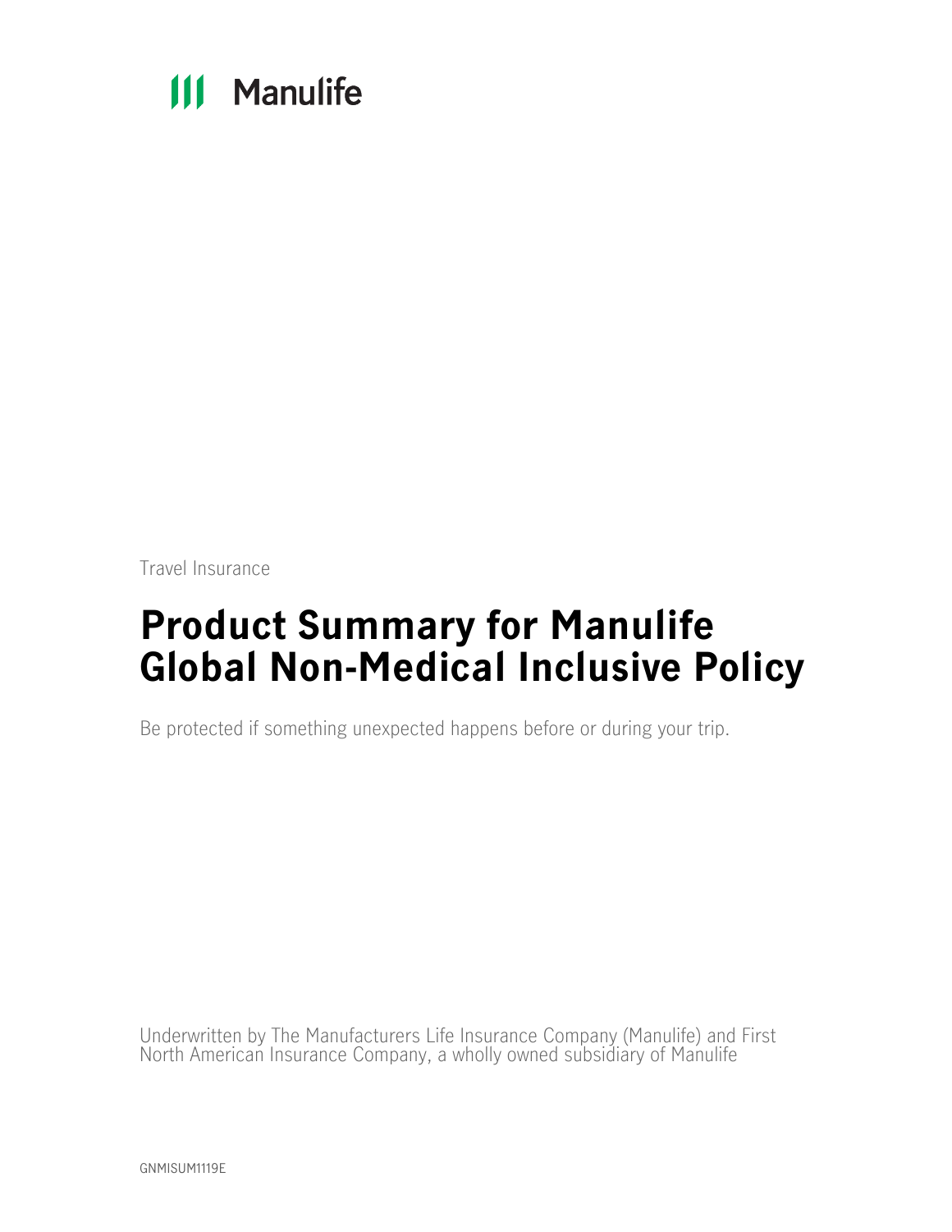Manulife

Travel Insurance

# Product Summary for Manulife Global Non-Medical Inclusive Policy

Be protected if something unexpected happens before or during your trip.

Underwritten by The Manufacturers Life Insurance Company (Manulife) and First North American Insurance Company, a wholly owned subsidiary of Manulife

GNMISUM1119E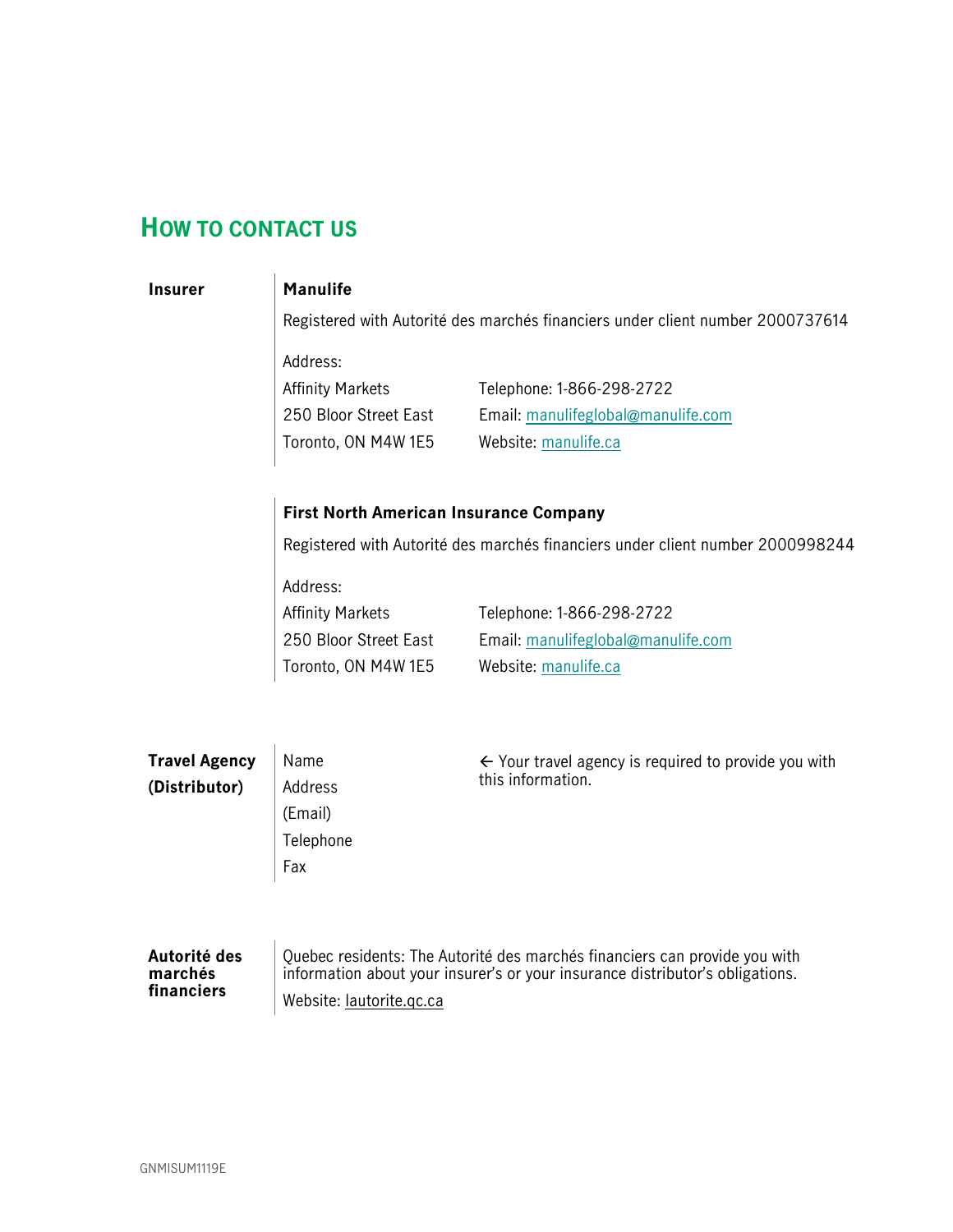## HOW TO CONTACT US

**Insurer**

**Manulife**

Registered with Autorité des marchés financiers under client number 2000737614

Address:
Affinity Markets
250 Bloor Street East
Toronto, ON M4W 1E5

Telephone: 1-866-298-2722
Email: manulifeglobal@manulife.com
Website: manulife.ca

**First North American Insurance Company**

Registered with Autorité des marchés financiers under client number 2000998244

Address:
Affinity Markets
250 Bloor Street East
Toronto, ON M4W 1E5

Telephone: 1-866-298-2722
Email: manulifeglobal@manulife.com
Website: manulife.ca

**Travel Agency (Distributor)**

Name
Address
(Email)
Telephone
Fax

← Your travel agency is required to provide you with this information.

**Autorité des marchés financiers**

Quebec residents: The Autorité des marchés financiers can provide you with information about your insurer's or your insurance distributor's obligations.

Website: lautorite.qc.ca

GNMISUM1119E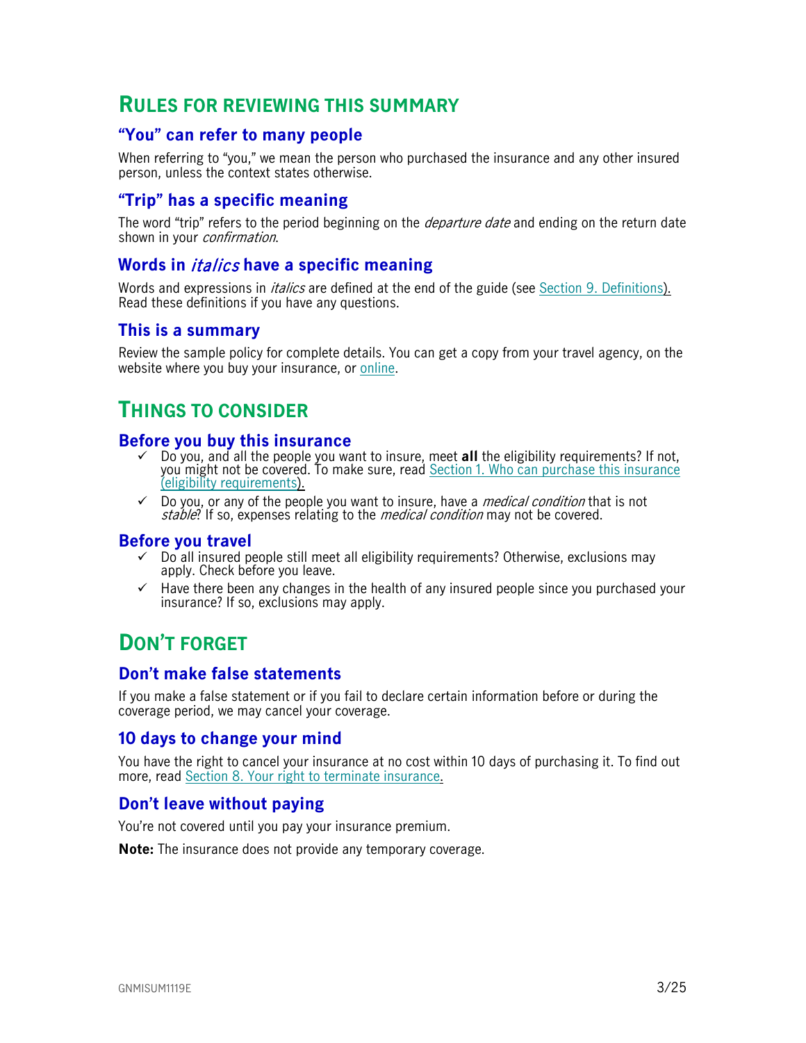## Rules for reviewing this summary

### "You" can refer to many people

When referring to "you," we mean the person who purchased the insurance and any other insured person, unless the context states otherwise.

### "Trip" has a specific meaning

The word "trip" refers to the period beginning on the *departure date* and ending on the return date shown in your *confirmation*.

### Words in *italics* have a specific meaning

Words and expressions in *italics* are defined at the end of the guide (see Section 9. Definitions). Read these definitions if you have any questions.

### This is a summary

Review the sample policy for complete details. You can get a copy from your travel agency, on the website where you buy your insurance, or online.

## Things to consider

### Before you buy this insurance

- ✓ Do you, and all the people you want to insure, meet **all** the eligibility requirements? If not, you might not be covered. To make sure, read Section 1. Who can purchase this insurance (eligibility requirements).
- ✓ Do you, or any of the people you want to insure, have a *medical condition* that is not *stable*? If so, expenses relating to the *medical condition* may not be covered.

### Before you travel

- ✓ Do all insured people still meet all eligibility requirements? Otherwise, exclusions may apply. Check before you leave.
- ✓ Have there been any changes in the health of any insured people since you purchased your insurance? If so, exclusions may apply.

## Don't forget

### Don't make false statements

If you make a false statement or if you fail to declare certain information before or during the coverage period, we may cancel your coverage.

### 10 days to change your mind

You have the right to cancel your insurance at no cost within 10 days of purchasing it. To find out more, read Section 8. Your right to terminate insurance.

### Don't leave without paying

You're not covered until you pay your insurance premium.

**Note:** The insurance does not provide any temporary coverage.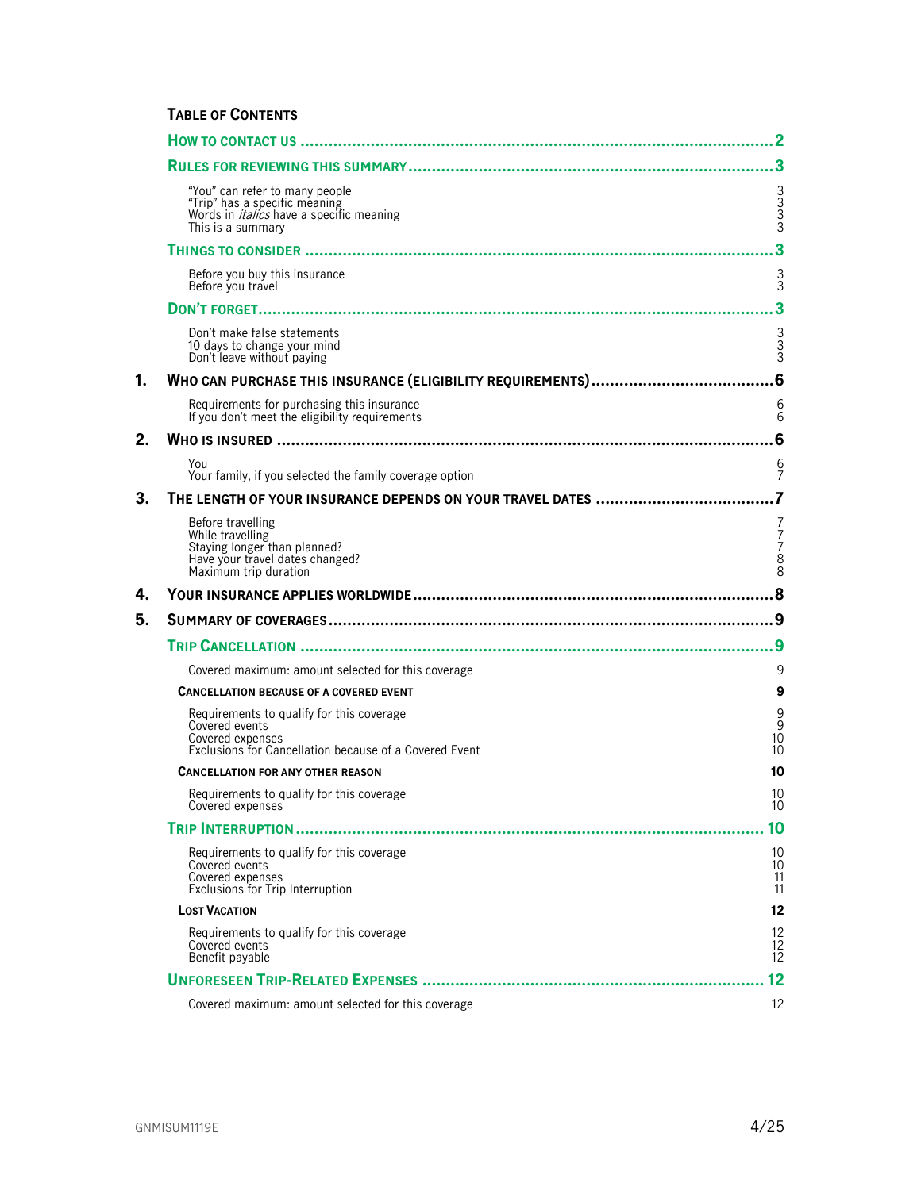## TABLE OF CONTENTS

| | | |
|---|---|---|
| | **HOW TO CONTACT US** | **2** |
| | **RULES FOR REVIEWING THIS SUMMARY** | **3** |
| | "You" can refer to many people | 3 |
| | "Trip" has a specific meaning | 3 |
| | Words in *italics* have a specific meaning | 3 |
| | This is a summary | 3 |
| | **THINGS TO CONSIDER** | **3** |
| | Before you buy this insurance | 3 |
| | Before you travel | 3 |
| | **DON'T FORGET** | **3** |
| | Don't make false statements | 3 |
| | 10 days to change your mind | 3 |
| | Don't leave without paying | 3 |
| **1.** | **WHO CAN PURCHASE THIS INSURANCE (ELIGIBILITY REQUIREMENTS)** | **6** |
| | Requirements for purchasing this insurance | 6 |
| | If you don't meet the eligibility requirements | 6 |
| **2.** | **WHO IS INSURED** | **6** |
| | You | 6 |
| | Your family, if you selected the family coverage option | 7 |
| **3.** | **THE LENGTH OF YOUR INSURANCE DEPENDS ON YOUR TRAVEL DATES** | **7** |
| | Before travelling | 7 |
| | While travelling | 7 |
| | Staying longer than planned? | 7 |
| | Have your travel dates changed? | 8 |
| | Maximum trip duration | 8 |
| **4.** | **YOUR INSURANCE APPLIES WORLDWIDE** | **8** |
| **5.** | **SUMMARY OF COVERAGES** | **9** |
| | **TRIP CANCELLATION** | **9** |
| | Covered maximum: amount selected for this coverage | 9 |
| | **CANCELLATION BECAUSE OF A COVERED EVENT** | **9** |
| | Requirements to qualify for this coverage | 9 |
| | Covered events | 9 |
| | Covered expenses | 10 |
| | Exclusions for Cancellation because of a Covered Event | 10 |
| | **CANCELLATION FOR ANY OTHER REASON** | **10** |
| | Requirements to qualify for this coverage | 10 |
| | Covered expenses | 10 |
| | **TRIP INTERRUPTION** | **10** |
| | Requirements to qualify for this coverage | 10 |
| | Covered events | 10 |
| | Covered expenses | 11 |
| | Exclusions for Trip Interruption | 11 |
| | **LOST VACATION** | **12** |
| | Requirements to qualify for this coverage | 12 |
| | Covered events | 12 |
| | Benefit payable | 12 |
| | **UNFORESEEN TRIP-RELATED EXPENSES** | **12** |
| | Covered maximum: amount selected for this coverage | 12 |

GNMISUM1119E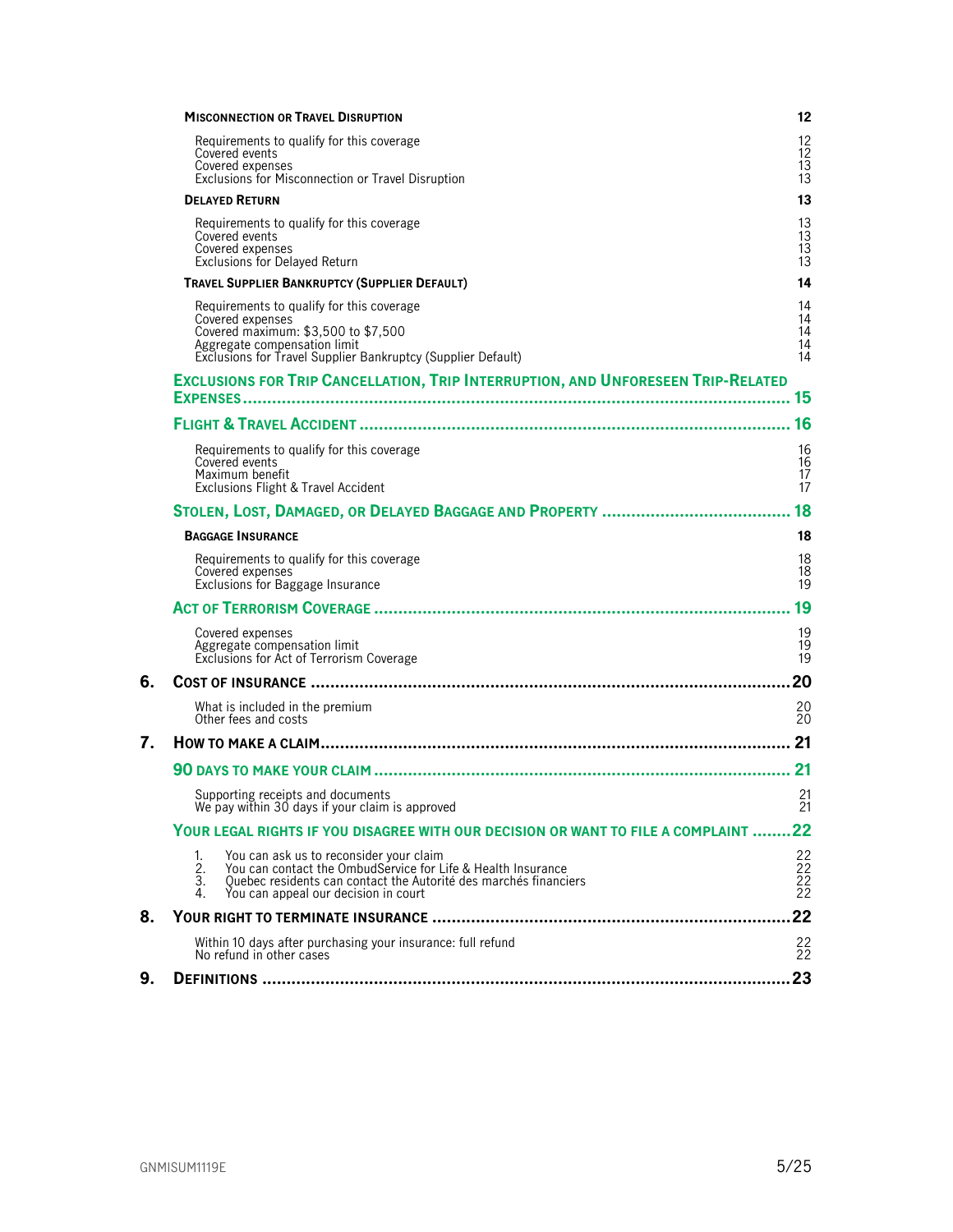**Misconnection or Travel Disruption** 12

- Requirements to qualify for this coverage 12
- Covered events 12
- Covered expenses 13
- Exclusions for Misconnection or Travel Disruption 13

**Delayed Return** 13

- Requirements to qualify for this coverage 13
- Covered events 13
- Covered expenses 13
- Exclusions for Delayed Return 13

**Travel Supplier Bankruptcy (Supplier Default)** 14

- Requirements to qualify for this coverage 14
- Covered expenses 14
- Covered maximum: $3,500 to $7,500 14
- Aggregate compensation limit 14
- Exclusions for Travel Supplier Bankruptcy (Supplier Default) 14

**Exclusions for Trip Cancellation, Trip Interruption, and Unforeseen Trip-Related Expenses** ........ 15

**Flight & Travel Accident** ........ 16

- Requirements to qualify for this coverage 16
- Covered events 16
- Maximum benefit 17
- Exclusions Flight & Travel Accident 17

**Stolen, Lost, Damaged, or Delayed Baggage and Property** ........ 18

**Baggage Insurance** 18

- Requirements to qualify for this coverage 18
- Covered expenses 18
- Exclusions for Baggage Insurance 19

**Act of Terrorism Coverage** ........ 19

- Covered expenses 19
- Aggregate compensation limit 19
- Exclusions for Act of Terrorism Coverage 19

**6. Cost of Insurance** ........ 20

- What is included in the premium 20
- Other fees and costs 20

**7. How to Make a Claim** ........ 21

**90 days to make your claim** ........ 21

- Supporting receipts and documents 21
- We pay within 30 days if your claim is approved 21

**Your legal rights if you disagree with our decision or want to file a complaint** ........ 22

1. You can ask us to reconsider your claim 22
2. You can contact the OmbudService for Life & Health Insurance 22
3. Quebec residents can contact the Autorité des marchés financiers 22
4. You can appeal our decision in court 22

**8. Your Right to Terminate Insurance** ........ 22

- Within 10 days after purchasing your insurance: full refund 22
- No refund in other cases 22

**9. Definitions** ........ 23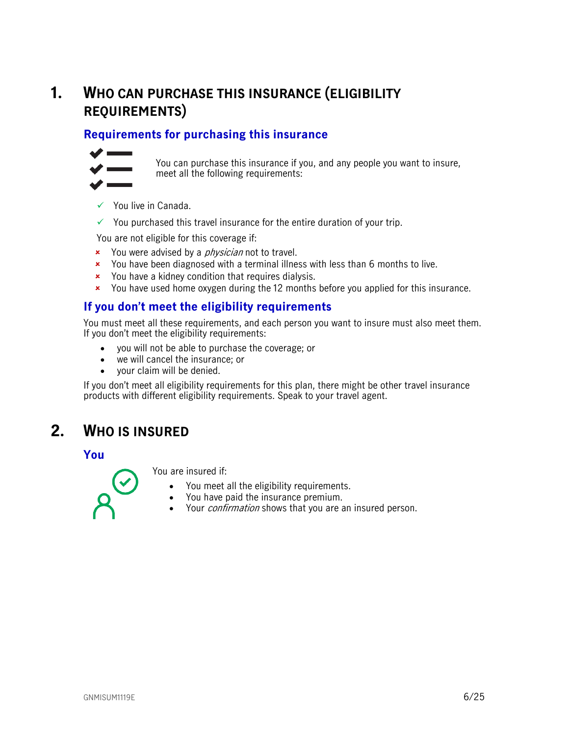# 1. WHO CAN PURCHASE THIS INSURANCE (ELIGIBILITY REQUIREMENTS)

## Requirements for purchasing this insurance

You can purchase this insurance if you, and any people you want to insure, meet all the following requirements:

- ✓ You live in Canada.
- ✓ You purchased this travel insurance for the entire duration of your trip.

You are not eligible for this coverage if:

- × You were advised by a *physician* not to travel.
- × You have been diagnosed with a terminal illness with less than 6 months to live.
- × You have a kidney condition that requires dialysis.
- × You have used home oxygen during the 12 months before you applied for this insurance.

## If you don't meet the eligibility requirements

You must meet all these requirements, and each person you want to insure must also meet them. If you don't meet the eligibility requirements:

- you will not be able to purchase the coverage; or
- we will cancel the insurance; or
- your claim will be denied.

If you don't meet all eligibility requirements for this plan, there might be other travel insurance products with different eligibility requirements. Speak to your travel agent.

# 2. WHO IS INSURED

## You

You are insured if:

- You meet all the eligibility requirements.
- You have paid the insurance premium.
- Your *confirmation* shows that you are an insured person.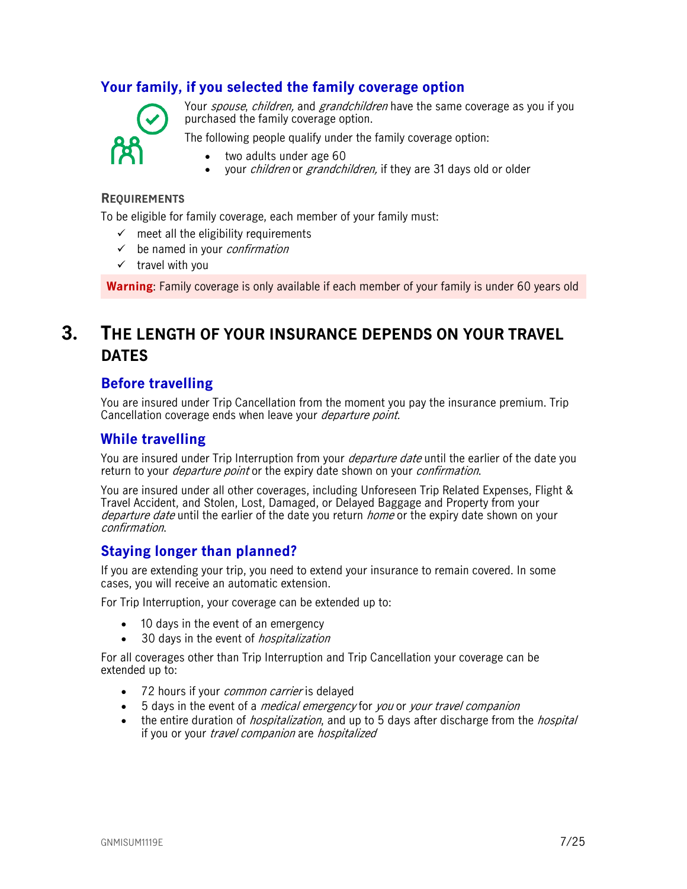### Your family, if you selected the family coverage option

Your *spouse*, *children,* and *grandchildren* have the same coverage as you if you purchased the family coverage option.

The following people qualify under the family coverage option:

- two adults under age 60
- your *children* or *grandchildren,* if they are 31 days old or older

#### REQUIREMENTS

To be eligible for family coverage, each member of your family must:

- ✓ meet all the eligibility requirements
- ✓ be named in your *confirmation*
- ✓ travel with you

**Warning**: Family coverage is only available if each member of your family is under 60 years old

## 3. THE LENGTH OF YOUR INSURANCE DEPENDS ON YOUR TRAVEL DATES

### Before travelling

You are insured under Trip Cancellation from the moment you pay the insurance premium. Trip Cancellation coverage ends when leave your *departure point.*

### While travelling

You are insured under Trip Interruption from your *departure date* until the earlier of the date you return to your *departure point* or the expiry date shown on your *confirmation*.

You are insured under all other coverages, including Unforeseen Trip Related Expenses, Flight & Travel Accident, and Stolen, Lost, Damaged, or Delayed Baggage and Property from your *departure date* until the earlier of the date you return *home* or the expiry date shown on your *confirmation*.

### Staying longer than planned?

If you are extending your trip, you need to extend your insurance to remain covered. In some cases, you will receive an automatic extension.

For Trip Interruption, your coverage can be extended up to:

- 10 days in the event of an emergency
- 30 days in the event of *hospitalization*

For all coverages other than Trip Interruption and Trip Cancellation your coverage can be extended up to:

- 72 hours if your *common carrier* is delayed
- 5 days in the event of a *medical emergency* for *you* or *your travel companion*
- the entire duration of *hospitalization*, and up to 5 days after discharge from the *hospital* if you or your *travel companion* are *hospitalized*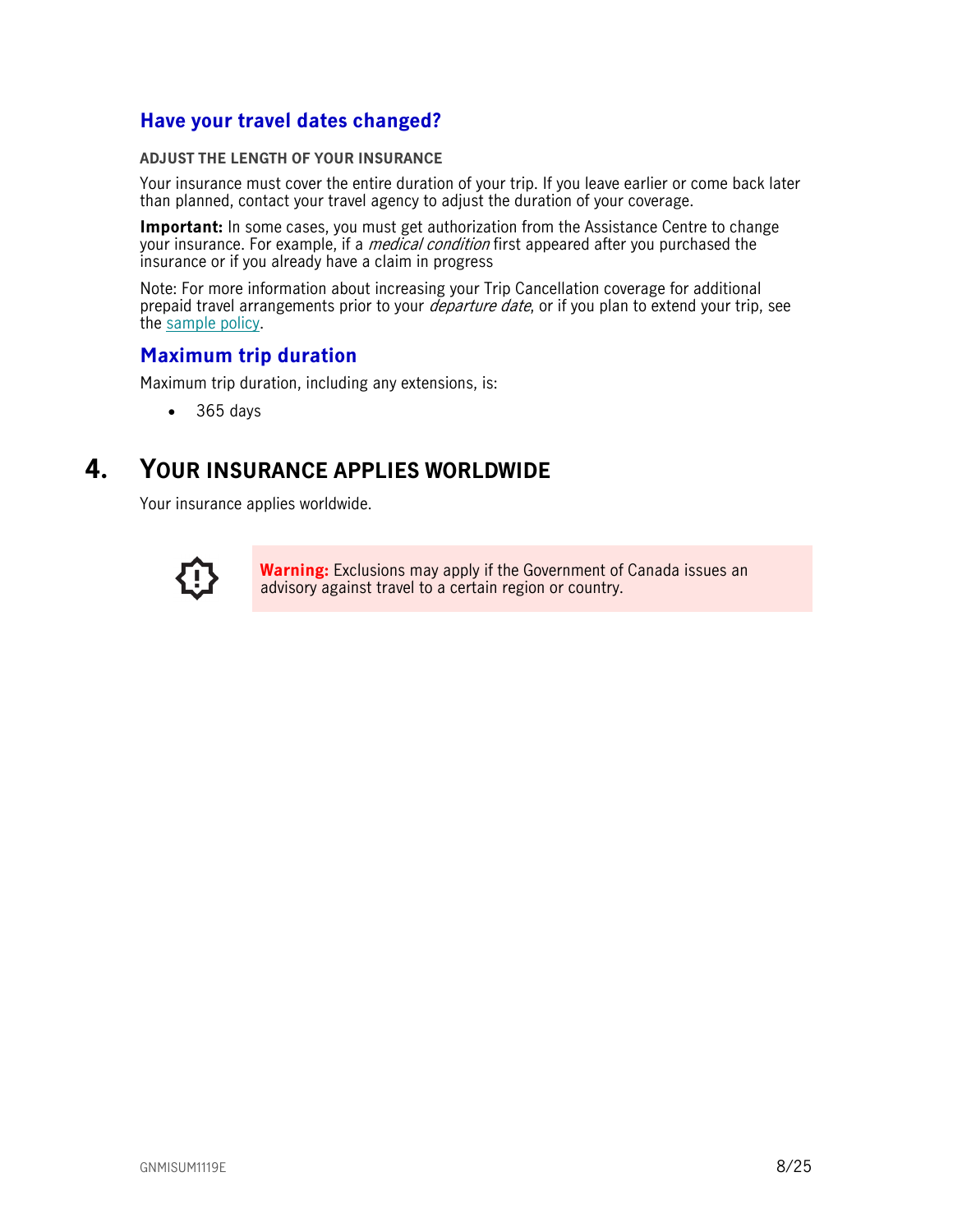### Have your travel dates changed?

**ADJUST THE LENGTH OF YOUR INSURANCE**

Your insurance must cover the entire duration of your trip. If you leave earlier or come back later than planned, contact your travel agency to adjust the duration of your coverage.

**Important:** In some cases, you must get authorization from the Assistance Centre to change your insurance. For example, if a *medical condition* first appeared after you purchased the insurance or if you already have a claim in progress

Note: For more information about increasing your Trip Cancellation coverage for additional prepaid travel arrangements prior to your *departure date*, or if you plan to extend your trip, see the sample policy.

### Maximum trip duration

Maximum trip duration, including any extensions, is:

- 365 days

## 4. YOUR INSURANCE APPLIES WORLDWIDE

Your insurance applies worldwide.

**Warning:** Exclusions may apply if the Government of Canada issues an advisory against travel to a certain region or country.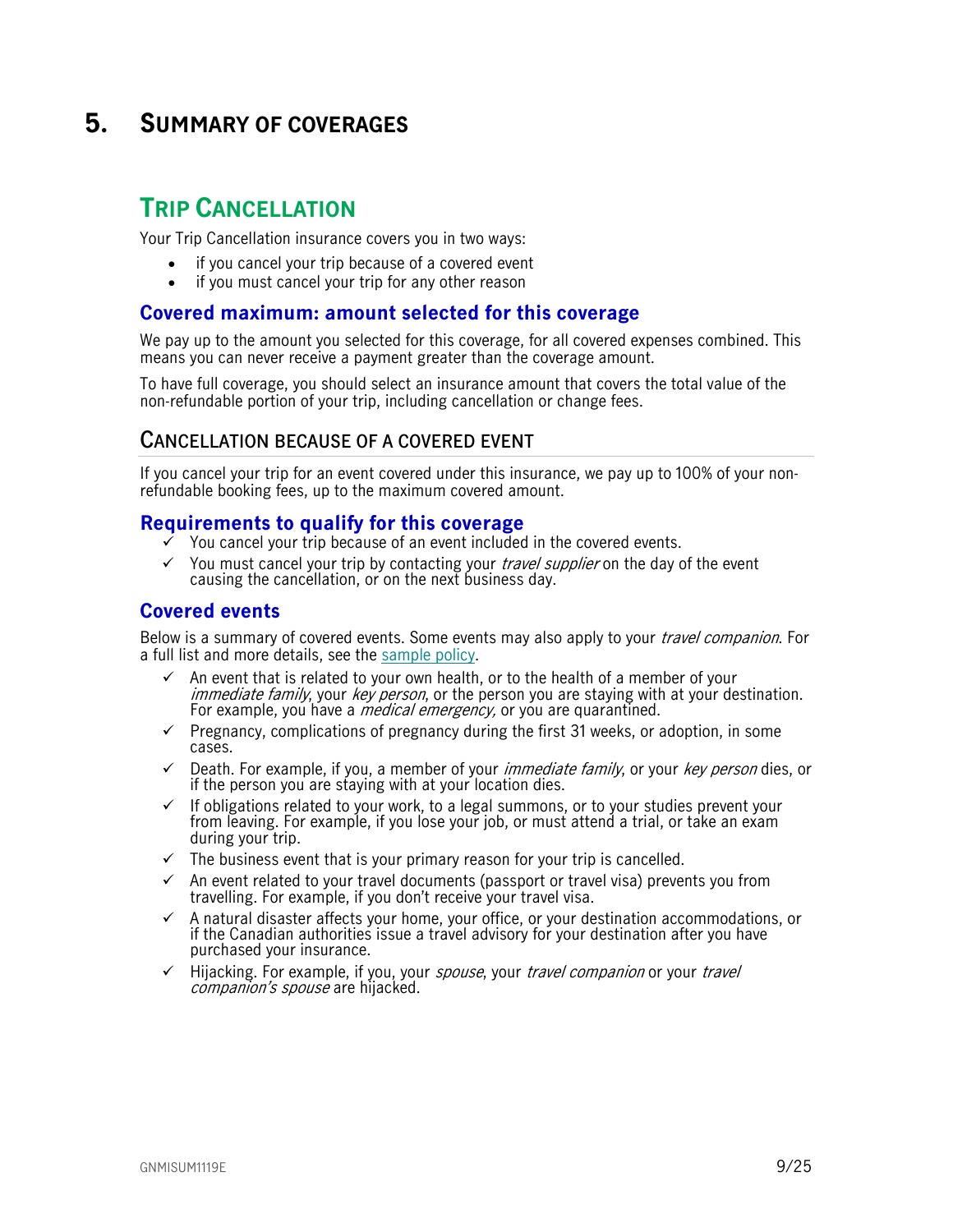# 5. Summary of coverages

## Trip Cancellation

Your Trip Cancellation insurance covers you in two ways:

- if you cancel your trip because of a covered event
- if you must cancel your trip for any other reason

### Covered maximum: amount selected for this coverage

We pay up to the amount you selected for this coverage, for all covered expenses combined. This means you can never receive a payment greater than the coverage amount.

To have full coverage, you should select an insurance amount that covers the total value of the non-refundable portion of your trip, including cancellation or change fees.

### Cancellation because of a covered event

If you cancel your trip for an event covered under this insurance, we pay up to 100% of your non-refundable booking fees, up to the maximum covered amount.

#### Requirements to qualify for this coverage

- ✓ You cancel your trip because of an event included in the covered events.
- ✓ You must cancel your trip by contacting your *travel supplier* on the day of the event causing the cancellation, or on the next business day.

#### Covered events

Below is a summary of covered events. Some events may also apply to your *travel companion*. For a full list and more details, see the sample policy.

- ✓ An event that is related to your own health, or to the health of a member of your *immediate family*, your *key person*, or the person you are staying with at your destination. For example, you have a *medical emergency,* or you are quarantined.
- ✓ Pregnancy, complications of pregnancy during the first 31 weeks, or adoption, in some cases.
- ✓ Death. For example, if you, a member of your *immediate family*, or your *key person* dies, or if the person you are staying with at your location dies.
- ✓ If obligations related to your work, to a legal summons, or to your studies prevent your from leaving. For example, if you lose your job, or must attend a trial, or take an exam during your trip.
- ✓ The business event that is your primary reason for your trip is cancelled.
- ✓ An event related to your travel documents (passport or travel visa) prevents you from travelling. For example, if you don't receive your travel visa.
- ✓ A natural disaster affects your home, your office, or your destination accommodations, or if the Canadian authorities issue a travel advisory for your destination after you have purchased your insurance.
- ✓ Hijacking. For example, if you, your *spouse*, your *travel companion* or your *travel companion's spouse* are hijacked.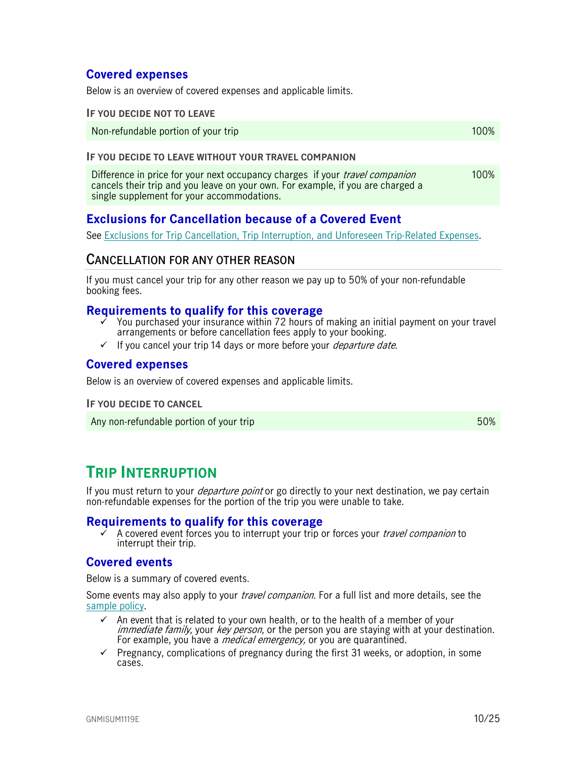### Covered expenses

Below is an overview of covered expenses and applicable limits.

**IF YOU DECIDE NOT TO LEAVE**

| | |
|---|---|
| Non-refundable portion of your trip | 100% |

**IF YOU DECIDE TO LEAVE WITHOUT YOUR TRAVEL COMPANION**

| | |
|---|---|
| Difference in price for your next occupancy charges if your *travel companion* cancels their trip and you leave on your own. For example, if you are charged a single supplement for your accommodations. | 100% |

### Exclusions for Cancellation because of a Covered Event

See Exclusions for Trip Cancellation, Trip Interruption, and Unforeseen Trip-Related Expenses.

## CANCELLATION FOR ANY OTHER REASON

If you must cancel your trip for any other reason we pay up to 50% of your non-refundable booking fees.

### Requirements to qualify for this coverage

- ✓ You purchased your insurance within 72 hours of making an initial payment on your travel arrangements or before cancellation fees apply to your booking.
- ✓ If you cancel your trip 14 days or more before your *departure date*.

### Covered expenses

Below is an overview of covered expenses and applicable limits.

**IF YOU DECIDE TO CANCEL**

| | |
|---|---|
| Any non-refundable portion of your trip | 50% |

# TRIP INTERRUPTION

If you must return to your *departure point* or go directly to your next destination, we pay certain non-refundable expenses for the portion of the trip you were unable to take.

### Requirements to qualify for this coverage

- ✓ A covered event forces you to interrupt your trip or forces your *travel companion* to interrupt their trip.

### Covered events

Below is a summary of covered events.

Some events may also apply to your *travel companion*. For a full list and more details, see the sample policy.

- ✓ An event that is related to your own health, or to the health of a member of your *immediate family*, your *key person*, or the person you are staying with at your destination. For example, you have a *medical emergency,* or you are quarantined.
- ✓ Pregnancy, complications of pregnancy during the first 31 weeks, or adoption, in some cases.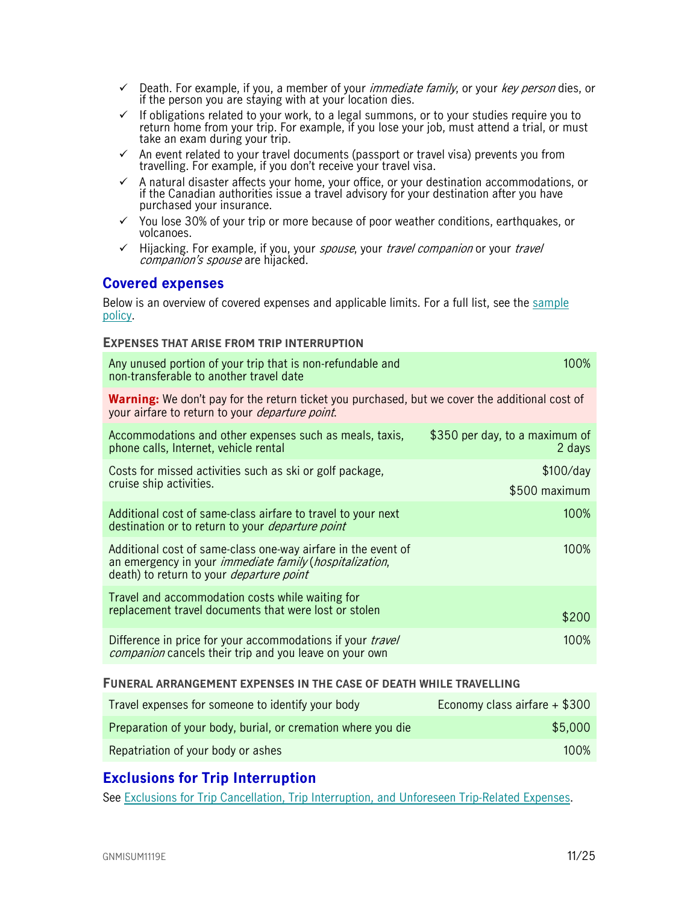- ✓ Death. For example, if you, a member of your *immediate family*, or your *key person* dies, or if the person you are staying with at your location dies.
- ✓ If obligations related to your work, to a legal summons, or to your studies require you to return home from your trip. For example, if you lose your job, must attend a trial, or must take an exam during your trip.
- ✓ An event related to your travel documents (passport or travel visa) prevents you from travelling. For example, if you don't receive your travel visa.
- ✓ A natural disaster affects your home, your office, or your destination accommodations, or if the Canadian authorities issue a travel advisory for your destination after you have purchased your insurance.
- ✓ You lose 30% of your trip or more because of poor weather conditions, earthquakes, or volcanoes.
- ✓ Hijacking. For example, if you, your *spouse*, your *travel companion* or your *travel companion's spouse* are hijacked.

## Covered expenses

Below is an overview of covered expenses and applicable limits. For a full list, see the sample policy.

**EXPENSES THAT ARISE FROM TRIP INTERRUPTION**

| | |
|---|---|
| Any unused portion of your trip that is non-refundable and non-transferable to another travel date | 100% |
| **Warning:** We don't pay for the return ticket you purchased, but we cover the additional cost of your airfare to return to your *departure point*. | |
| Accommodations and other expenses such as meals, taxis, phone calls, Internet, vehicle rental | $350 per day, to a maximum of 2 days |
| Costs for missed activities such as ski or golf package, cruise ship activities. | $100/day<br>$500 maximum |
| Additional cost of same-class airfare to travel to your next destination or to return to your *departure point* | 100% |
| Additional cost of same-class one-way airfare in the event of an emergency in your *immediate family* (*hospitalization*, death) to return to your *departure point* | 100% |
| Travel and accommodation costs while waiting for replacement travel documents that were lost or stolen | $200 |
| Difference in price for your accommodations if your *travel companion* cancels their trip and you leave on your own | 100% |

**FUNERAL ARRANGEMENT EXPENSES IN THE CASE OF DEATH WHILE TRAVELLING**

| | |
|---|---|
| Travel expenses for someone to identify your body | Economy class airfare + $300 |
| Preparation of your body, burial, or cremation where you die | $5,000 |
| Repatriation of your body or ashes | 100% |

## Exclusions for Trip Interruption

See Exclusions for Trip Cancellation, Trip Interruption, and Unforeseen Trip-Related Expenses.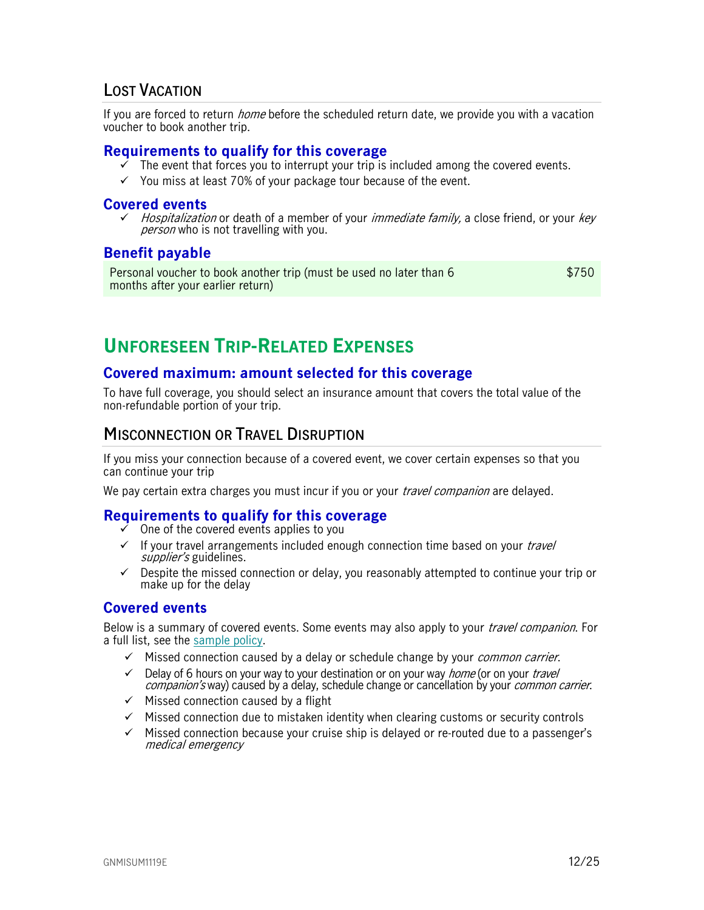## Lost Vacation

If you are forced to return *home* before the scheduled return date, we provide you with a vacation voucher to book another trip.

### Requirements to qualify for this coverage

- ✓ The event that forces you to interrupt your trip is included among the covered events.
- ✓ You miss at least 70% of your package tour because of the event.

### Covered events

- ✓ *Hospitalization* or death of a member of your *immediate family,* a close friend, or your *key person* who is not travelling with you.

### Benefit payable

| Personal voucher to book another trip (must be used no later than 6 months after your earlier return) | $750 |
|---|---|

# Unforeseen Trip-Related Expenses

### Covered maximum: amount selected for this coverage

To have full coverage, you should select an insurance amount that covers the total value of the non-refundable portion of your trip.

## Misconnection or Travel Disruption

If you miss your connection because of a covered event, we cover certain expenses so that you can continue your trip

We pay certain extra charges you must incur if you or your *travel companion* are delayed.

### Requirements to qualify for this coverage

- ✓ One of the covered events applies to you
- ✓ If your travel arrangements included enough connection time based on your *travel supplier's* guidelines.
- ✓ Despite the missed connection or delay, you reasonably attempted to continue your trip or make up for the delay

### Covered events

Below is a summary of covered events. Some events may also apply to your *travel companion*. For a full list, see the [sample policy](sample policy).

- ✓ Missed connection caused by a delay or schedule change by your *common carrier*.
- ✓ Delay of 6 hours on your way to your destination or on your way *home* (or on your *travel companion's* way) caused by a delay, schedule change or cancellation by your *common carrier*.
- ✓ Missed connection caused by a flight
- ✓ Missed connection due to mistaken identity when clearing customs or security controls
- ✓ Missed connection because your cruise ship is delayed or re-routed due to a passenger's *medical emergency*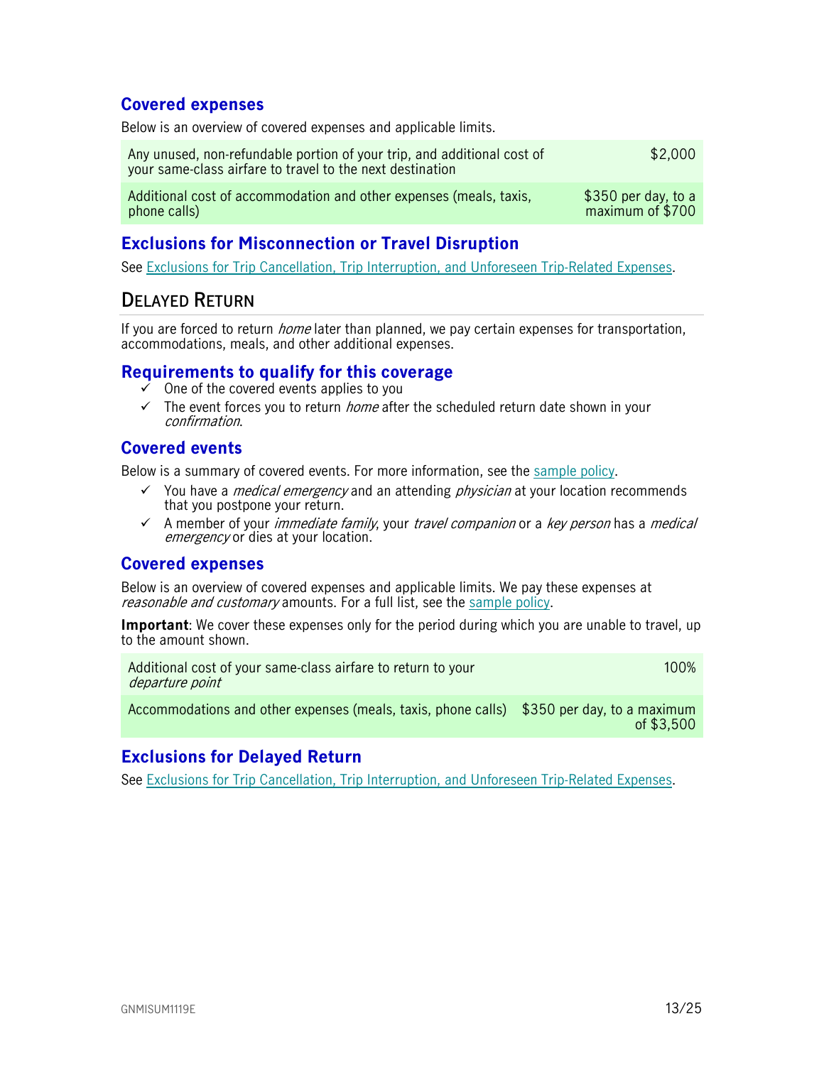### Covered expenses

Below is an overview of covered expenses and applicable limits.

| | |
|---|---|
| Any unused, non-refundable portion of your trip, and additional cost of your same-class airfare to travel to the next destination | $2,000 |
| Additional cost of accommodation and other expenses (meals, taxis, phone calls) | $350 per day, to a maximum of $700 |

### Exclusions for Misconnection or Travel Disruption

See Exclusions for Trip Cancellation, Trip Interruption, and Unforeseen Trip-Related Expenses.

## Delayed Return

If you are forced to return *home* later than planned, we pay certain expenses for transportation, accommodations, meals, and other additional expenses.

### Requirements to qualify for this coverage

- ✓ One of the covered events applies to you
- ✓ The event forces you to return *home* after the scheduled return date shown in your *confirmation*.

### Covered events

Below is a summary of covered events. For more information, see the sample policy.

- ✓ You have a *medical emergency* and an attending *physician* at your location recommends that you postpone your return.
- ✓ A member of your *immediate family*, your *travel companion* or a *key person* has a *medical emergency* or dies at your location.

### Covered expenses

Below is an overview of covered expenses and applicable limits. We pay these expenses at *reasonable and customary* amounts. For a full list, see the sample policy.

**Important**: We cover these expenses only for the period during which you are unable to travel, up to the amount shown.

| | |
|---|---|
| Additional cost of your same-class airfare to return to your *departure point* | 100% |
| Accommodations and other expenses (meals, taxis, phone calls) | $350 per day, to a maximum of $3,500 |

### Exclusions for Delayed Return

See Exclusions for Trip Cancellation, Trip Interruption, and Unforeseen Trip-Related Expenses.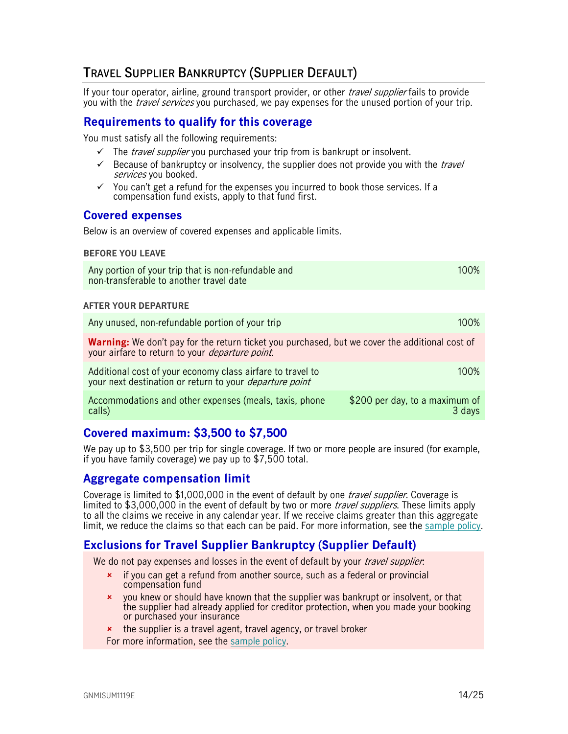## Travel Supplier Bankruptcy (Supplier Default)

If your tour operator, airline, ground transport provider, or other *travel supplier* fails to provide you with the *travel services* you purchased, we pay expenses for the unused portion of your trip.

### Requirements to qualify for this coverage

You must satisfy all the following requirements:

- ✓ The *travel supplier* you purchased your trip from is bankrupt or insolvent.
- ✓ Because of bankruptcy or insolvency, the supplier does not provide you with the *travel services* you booked.
- ✓ You can't get a refund for the expenses you incurred to book those services. If a compensation fund exists, apply to that fund first.

### Covered expenses

Below is an overview of covered expenses and applicable limits.

**BEFORE YOU LEAVE**

| | |
|---|---|
| Any portion of your trip that is non-refundable and non-transferable to another travel date | 100% |

**AFTER YOUR DEPARTURE**

| | |
|---|---|
| Any unused, non-refundable portion of your trip | 100% |
| **Warning:** We don't pay for the return ticket you purchased, but we cover the additional cost of your airfare to return to your *departure point*. | |
| Additional cost of your economy class airfare to travel to your next destination or return to your *departure point* | 100% |
| Accommodations and other expenses (meals, taxis, phone calls) | $200 per day, to a maximum of 3 days |

### Covered maximum: $3,500 to $7,500

We pay up to $3,500 per trip for single coverage. If two or more people are insured (for example, if you have family coverage) we pay up to $7,500 total.

### Aggregate compensation limit

Coverage is limited to $1,000,000 in the event of default by one *travel supplier*. Coverage is limited to $3,000,000 in the event of default by two or more *travel suppliers*. These limits apply to all the claims we receive in any calendar year. If we receive claims greater than this aggregate limit, we reduce the claims so that each can be paid. For more information, see the sample policy.

### Exclusions for Travel Supplier Bankruptcy (Supplier Default)

We do not pay expenses and losses in the event of default by your *travel supplier*:

- × if you can get a refund from another source, such as a federal or provincial compensation fund
- × you knew or should have known that the supplier was bankrupt or insolvent, or that the supplier had already applied for creditor protection, when you made your booking or purchased your insurance
- × the supplier is a travel agent, travel agency, or travel broker

For more information, see the sample policy.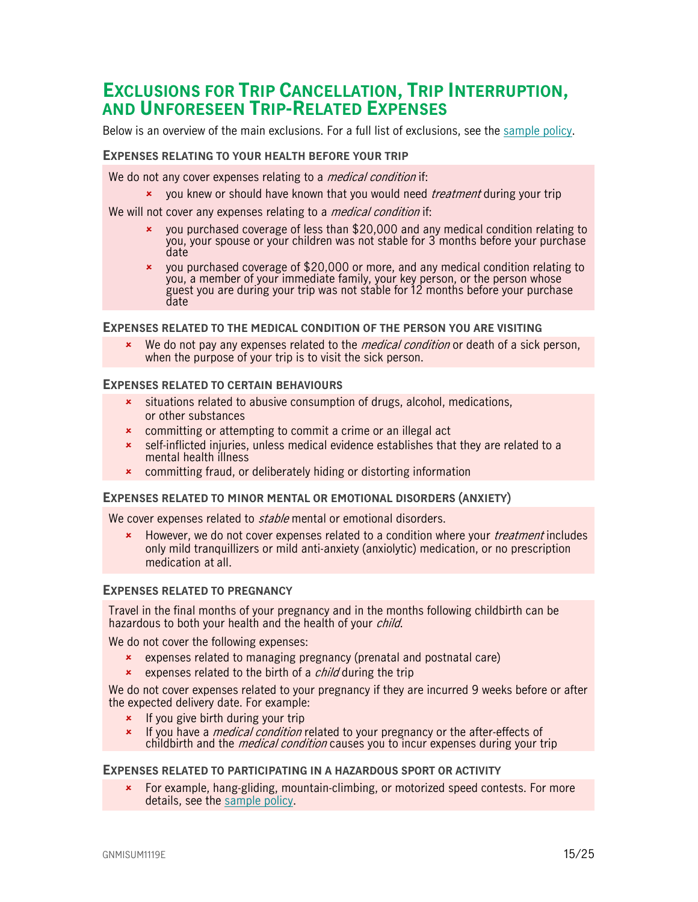## Exclusions for Trip Cancellation, Trip Interruption, and Unforeseen Trip-Related Expenses

Below is an overview of the main exclusions. For a full list of exclusions, see the sample policy.

### Expenses relating to your health before your trip

We do not any cover expenses relating to a *medical condition* if:

- you knew or should have known that you would need *treatment* during your trip

We will not cover any expenses relating to a *medical condition* if:

- you purchased coverage of less than $20,000 and any medical condition relating to you, your spouse or your children was not stable for 3 months before your purchase date
- you purchased coverage of $20,000 or more, and any medical condition relating to you, a member of your immediate family, your key person, or the person whose guest you are during your trip was not stable for 12 months before your purchase date

### Expenses related to the medical condition of the person you are visiting

- We do not pay any expenses related to the *medical condition* or death of a sick person, when the purpose of your trip is to visit the sick person.

### Expenses related to certain behaviours

- situations related to abusive consumption of drugs, alcohol, medications, or other substances
- committing or attempting to commit a crime or an illegal act
- self-inflicted injuries, unless medical evidence establishes that they are related to a mental health illness
- committing fraud, or deliberately hiding or distorting information

### Expenses related to minor mental or emotional disorders (anxiety)

We cover expenses related to *stable* mental or emotional disorders.

- However, we do not cover expenses related to a condition where your *treatment* includes only mild tranquillizers or mild anti-anxiety (anxiolytic) medication, or no prescription medication at all.

### Expenses related to pregnancy

Travel in the final months of your pregnancy and in the months following childbirth can be hazardous to both your health and the health of your *child*.

We do not cover the following expenses:

- expenses related to managing pregnancy (prenatal and postnatal care)
- expenses related to the birth of a *child* during the trip

We do not cover expenses related to your pregnancy if they are incurred 9 weeks before or after the expected delivery date. For example:

- If you give birth during your trip
- If you have a *medical condition* related to your pregnancy or the after-effects of childbirth and the *medical condition* causes you to incur expenses during your trip

### Expenses related to participating in a hazardous sport or activity

- For example, hang-gliding, mountain-climbing, or motorized speed contests. For more details, see the sample policy.

GNMISUM1119E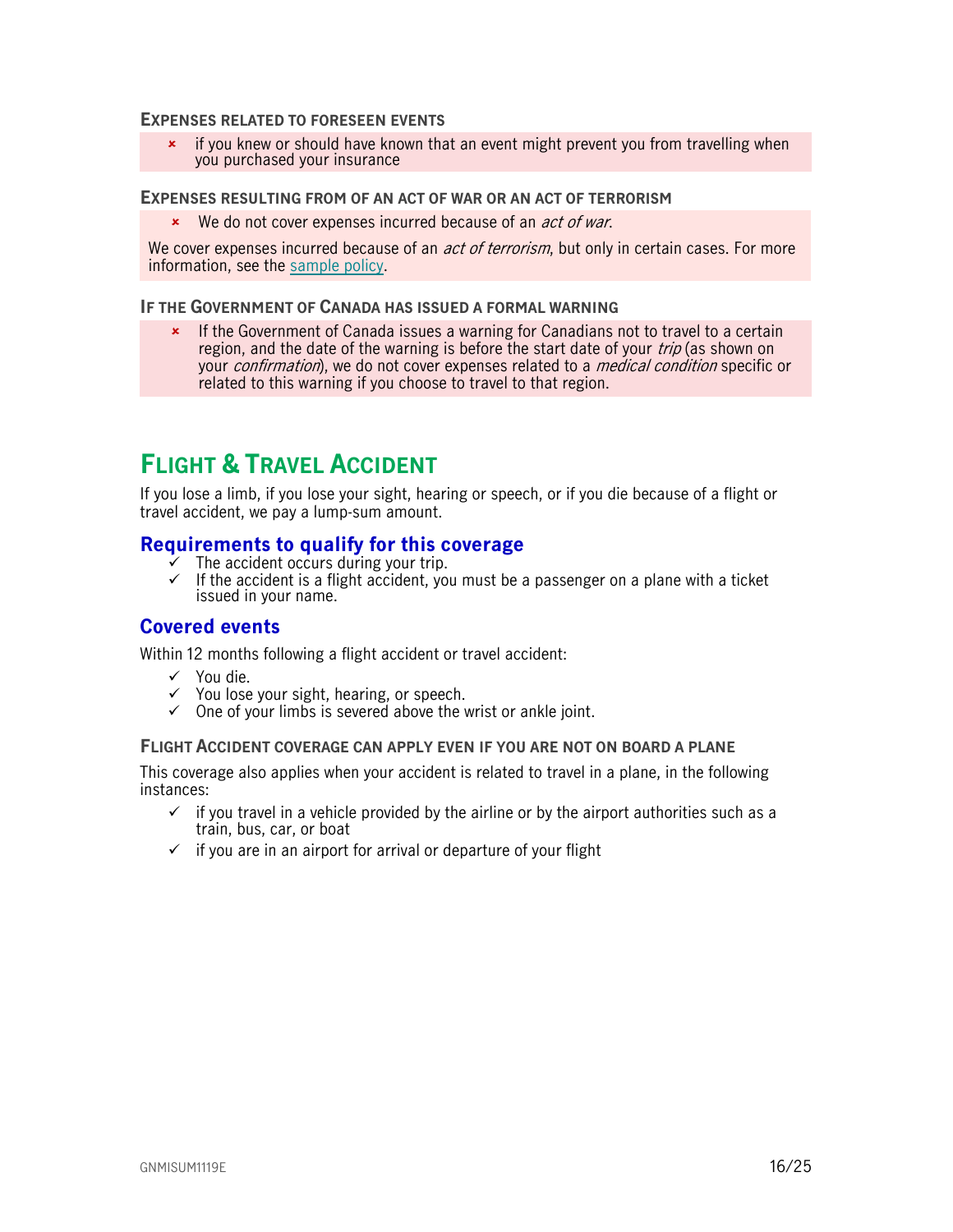#### EXPENSES RELATED TO FORESEEN EVENTS

- ✗ if you knew or should have known that an event might prevent you from travelling when you purchased your insurance

#### EXPENSES RESULTING FROM OF AN ACT OF WAR OR AN ACT OF TERRORISM

- ✗ We do not cover expenses incurred because of an *act of war*.

We cover expenses incurred because of an *act of terrorism*, but only in certain cases. For more information, see the sample policy.

#### IF THE GOVERNMENT OF CANADA HAS ISSUED A FORMAL WARNING

- ✗ If the Government of Canada issues a warning for Canadians not to travel to a certain region, and the date of the warning is before the start date of your *trip* (as shown on your *confirmation*), we do not cover expenses related to a *medical condition* specific or related to this warning if you choose to travel to that region.

# FLIGHT & TRAVEL ACCIDENT

If you lose a limb, if you lose your sight, hearing or speech, or if you die because of a flight or travel accident, we pay a lump-sum amount.

## Requirements to qualify for this coverage

- ✓ The accident occurs during your trip.
- ✓ If the accident is a flight accident, you must be a passenger on a plane with a ticket issued in your name.

## Covered events

Within 12 months following a flight accident or travel accident:

- ✓ You die.
- ✓ You lose your sight, hearing, or speech.
- ✓ One of your limbs is severed above the wrist or ankle joint.

#### FLIGHT ACCIDENT COVERAGE CAN APPLY EVEN IF YOU ARE NOT ON BOARD A PLANE

This coverage also applies when your accident is related to travel in a plane, in the following instances:

- ✓ if you travel in a vehicle provided by the airline or by the airport authorities such as a train, bus, car, or boat
- ✓ if you are in an airport for arrival or departure of your flight

GNMISUM1119E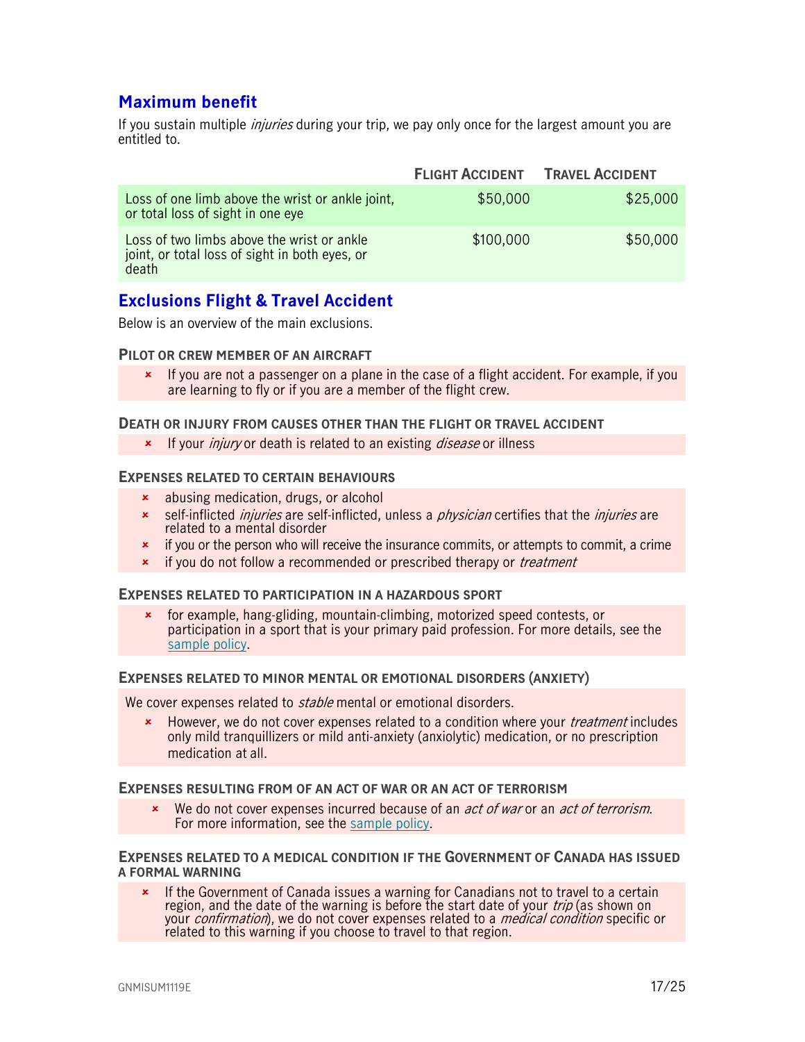## Maximum benefit

If you sustain multiple *injuries* during your trip, we pay only once for the largest amount you are entitled to.

| | FLIGHT ACCIDENT | TRAVEL ACCIDENT |
|---|---|---|
| Loss of one limb above the wrist or ankle joint, or total loss of sight in one eye | $50,000 | $25,000 |
| Loss of two limbs above the wrist or ankle joint, or total loss of sight in both eyes, or death | $100,000 | $50,000 |

## Exclusions Flight & Travel Accident

Below is an overview of the main exclusions.

#### PILOT OR CREW MEMBER OF AN AIRCRAFT

- If you are not a passenger on a plane in the case of a flight accident. For example, if you are learning to fly or if you are a member of the flight crew.

#### DEATH OR INJURY FROM CAUSES OTHER THAN THE FLIGHT OR TRAVEL ACCIDENT

- If your *injury* or death is related to an existing *disease* or illness

#### EXPENSES RELATED TO CERTAIN BEHAVIOURS

- abusing medication, drugs, or alcohol
- self-inflicted *injuries* are self-inflicted, unless a *physician* certifies that the *injuries* are related to a mental disorder
- if you or the person who will receive the insurance commits, or attempts to commit, a crime
- if you do not follow a recommended or prescribed therapy or *treatment*

#### EXPENSES RELATED TO PARTICIPATION IN A HAZARDOUS SPORT

- for example, hang-gliding, mountain-climbing, motorized speed contests, or participation in a sport that is your primary paid profession. For more details, see the sample policy.

#### EXPENSES RELATED TO MINOR MENTAL OR EMOTIONAL DISORDERS (ANXIETY)

We cover expenses related to *stable* mental or emotional disorders.

- However, we do not cover expenses related to a condition where your *treatment* includes only mild tranquillizers or mild anti-anxiety (anxiolytic) medication, or no prescription medication at all.

#### EXPENSES RESULTING FROM OF AN ACT OF WAR OR AN ACT OF TERRORISM

- We do not cover expenses incurred because of an *act of war* or an *act of terrorism*. For more information, see the sample policy.

#### EXPENSES RELATED TO A MEDICAL CONDITION IF THE GOVERNMENT OF CANADA HAS ISSUED A FORMAL WARNING

- If the Government of Canada issues a warning for Canadians not to travel to a certain region, and the date of the warning is before the start date of your *trip* (as shown on your *confirmation*), we do not cover expenses related to a *medical condition* specific or related to this warning if you choose to travel to that region.

GNMISUM1119E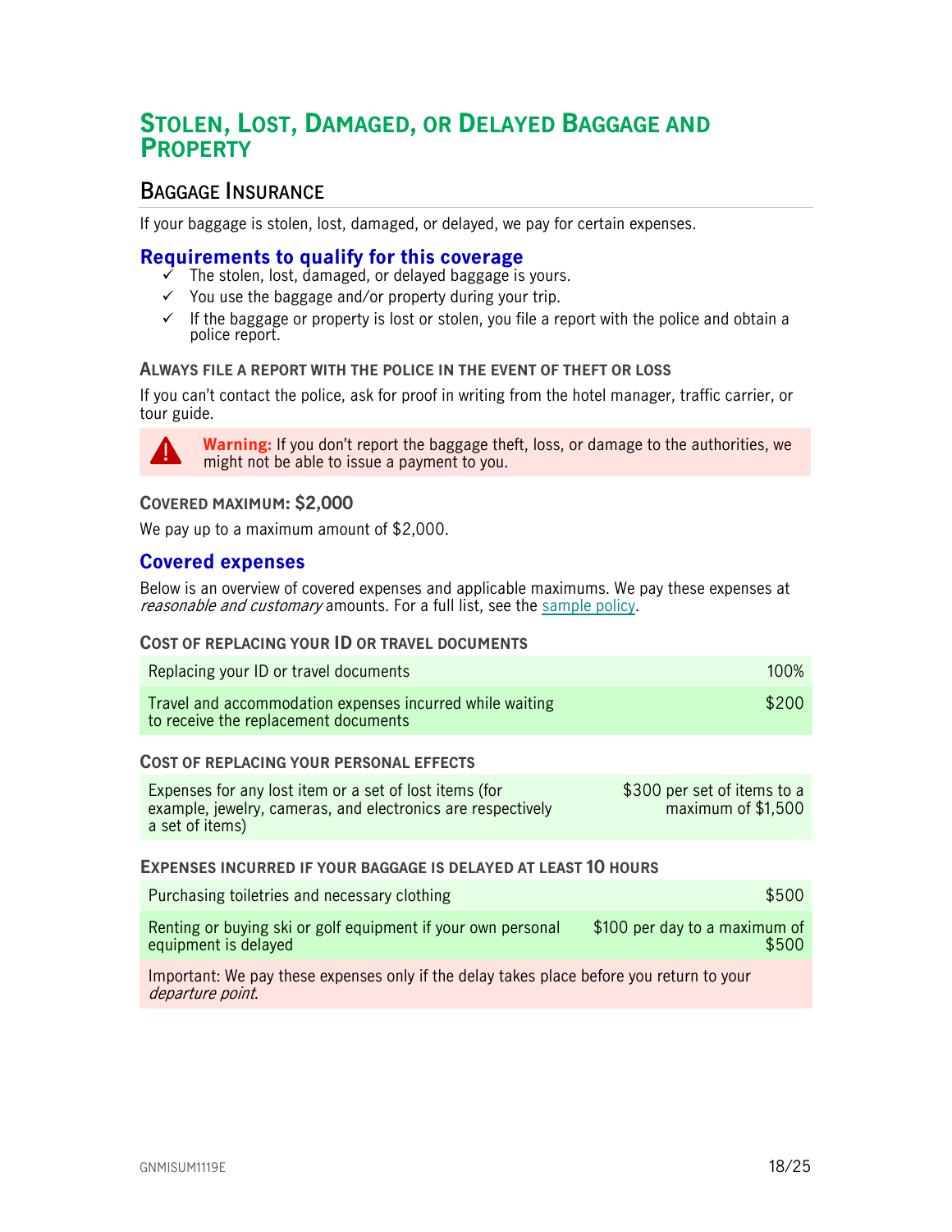# Stolen, Lost, Damaged, or Delayed Baggage and Property

## Baggage Insurance

If your baggage is stolen, lost, damaged, or delayed, we pay for certain expenses.

### Requirements to qualify for this coverage

- ✓ The stolen, lost, damaged, or delayed baggage is yours.
- ✓ You use the baggage and/or property during your trip.
- ✓ If the baggage or property is lost or stolen, you file a report with the police and obtain a police report.

#### Always file a report with the police in the event of theft or loss

If you can't contact the police, ask for proof in writing from the hotel manager, traffic carrier, or tour guide.

**Warning:** If you don't report the baggage theft, loss, or damage to the authorities, we might not be able to issue a payment to you.

#### Covered maximum: $2,000

We pay up to a maximum amount of $2,000.

### Covered expenses

Below is an overview of covered expenses and applicable maximums. We pay these expenses at *reasonable and customary* amounts. For a full list, see the sample policy.

#### Cost of replacing your ID or travel documents

| | |
|---|---|
| Replacing your ID or travel documents | 100% |
| Travel and accommodation expenses incurred while waiting to receive the replacement documents | $200 |

#### Cost of replacing your personal effects

| | |
|---|---|
| Expenses for any lost item or a set of lost items (for example, jewelry, cameras, and electronics are respectively a set of items) | $300 per set of items to a maximum of $1,500 |

#### Expenses incurred if your baggage is delayed at least 10 hours

| | |
|---|---|
| Purchasing toiletries and necessary clothing | $500 |
| Renting or buying ski or golf equipment if your own personal equipment is delayed | $100 per day to a maximum of $500 |

Important: We pay these expenses only if the delay takes place before you return to your *departure point*.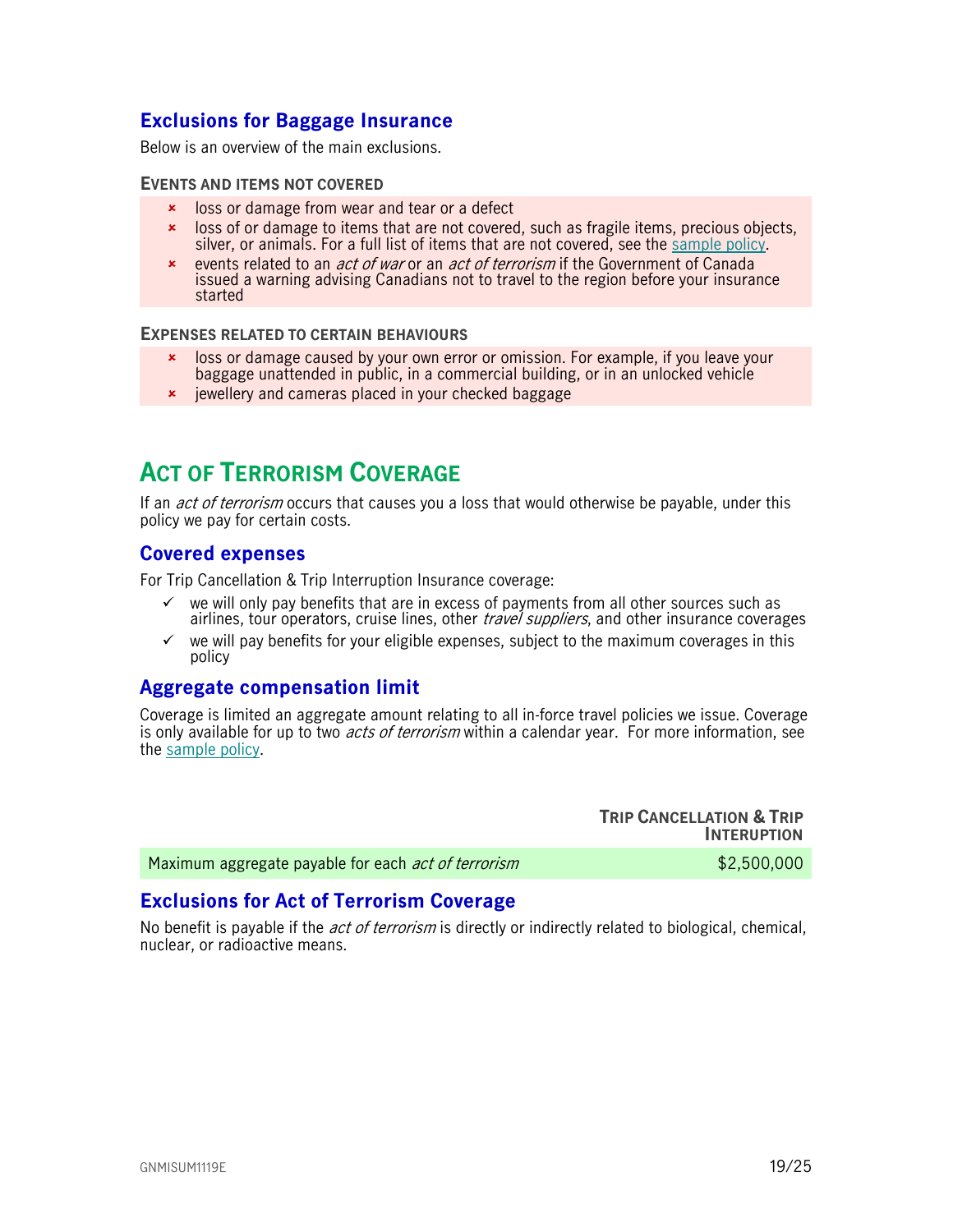### Exclusions for Baggage Insurance

Below is an overview of the main exclusions.

#### EVENTS AND ITEMS NOT COVERED

- loss or damage from wear and tear or a defect
- loss of or damage to items that are not covered, such as fragile items, precious objects, silver, or animals. For a full list of items that are not covered, see the sample policy.
- events related to an *act of war* or an *act of terrorism* if the Government of Canada issued a warning advising Canadians not to travel to the region before your insurance started

#### EXPENSES RELATED TO CERTAIN BEHAVIOURS

- loss or damage caused by your own error or omission. For example, if you leave your baggage unattended in public, in a commercial building, or in an unlocked vehicle
- jewellery and cameras placed in your checked baggage

## ACT OF TERRORISM COVERAGE

If an *act of terrorism* occurs that causes you a loss that would otherwise be payable, under this policy we pay for certain costs.

### Covered expenses

For Trip Cancellation & Trip Interruption Insurance coverage:

- ✓ we will only pay benefits that are in excess of payments from all other sources such as airlines, tour operators, cruise lines, other *travel suppliers*, and other insurance coverages
- ✓ we will pay benefits for your eligible expenses, subject to the maximum coverages in this policy

### Aggregate compensation limit

Coverage is limited an aggregate amount relating to all in-force travel policies we issue. Coverage is only available for up to two *acts of terrorism* within a calendar year. For more information, see the sample policy.

| | TRIP CANCELLATION & TRIP INTERUPTION |
|---|---|
| Maximum aggregate payable for each *act of terrorism* | $2,500,000 |

### Exclusions for Act of Terrorism Coverage

No benefit is payable if the *act of terrorism* is directly or indirectly related to biological, chemical, nuclear, or radioactive means.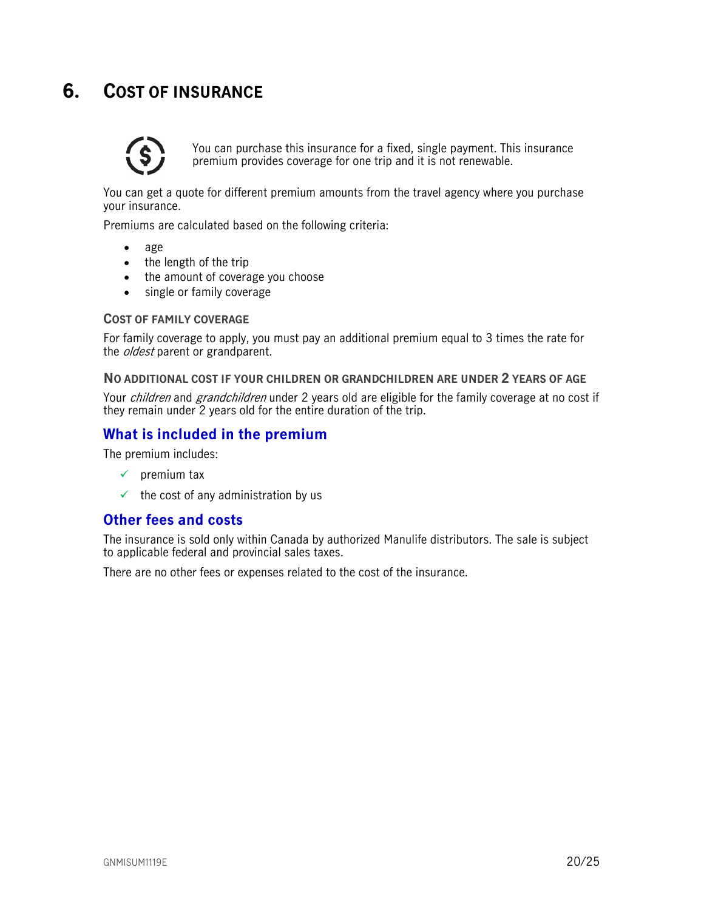# 6. Cost of insurance

You can purchase this insurance for a fixed, single payment. This insurance premium provides coverage for one trip and it is not renewable.

You can get a quote for different premium amounts from the travel agency where you purchase your insurance.

Premiums are calculated based on the following criteria:

- age
- the length of the trip
- the amount of coverage you choose
- single or family coverage

### Cost of family coverage

For family coverage to apply, you must pay an additional premium equal to 3 times the rate for the *oldest* parent or grandparent.

### No additional cost if your children or grandchildren are under 2 years of age

Your *children* and *grandchildren* under 2 years old are eligible for the family coverage at no cost if they remain under 2 years old for the entire duration of the trip.

## What is included in the premium

The premium includes:

- ✓ premium tax
- ✓ the cost of any administration by us

## Other fees and costs

The insurance is sold only within Canada by authorized Manulife distributors. The sale is subject to applicable federal and provincial sales taxes.

There are no other fees or expenses related to the cost of the insurance.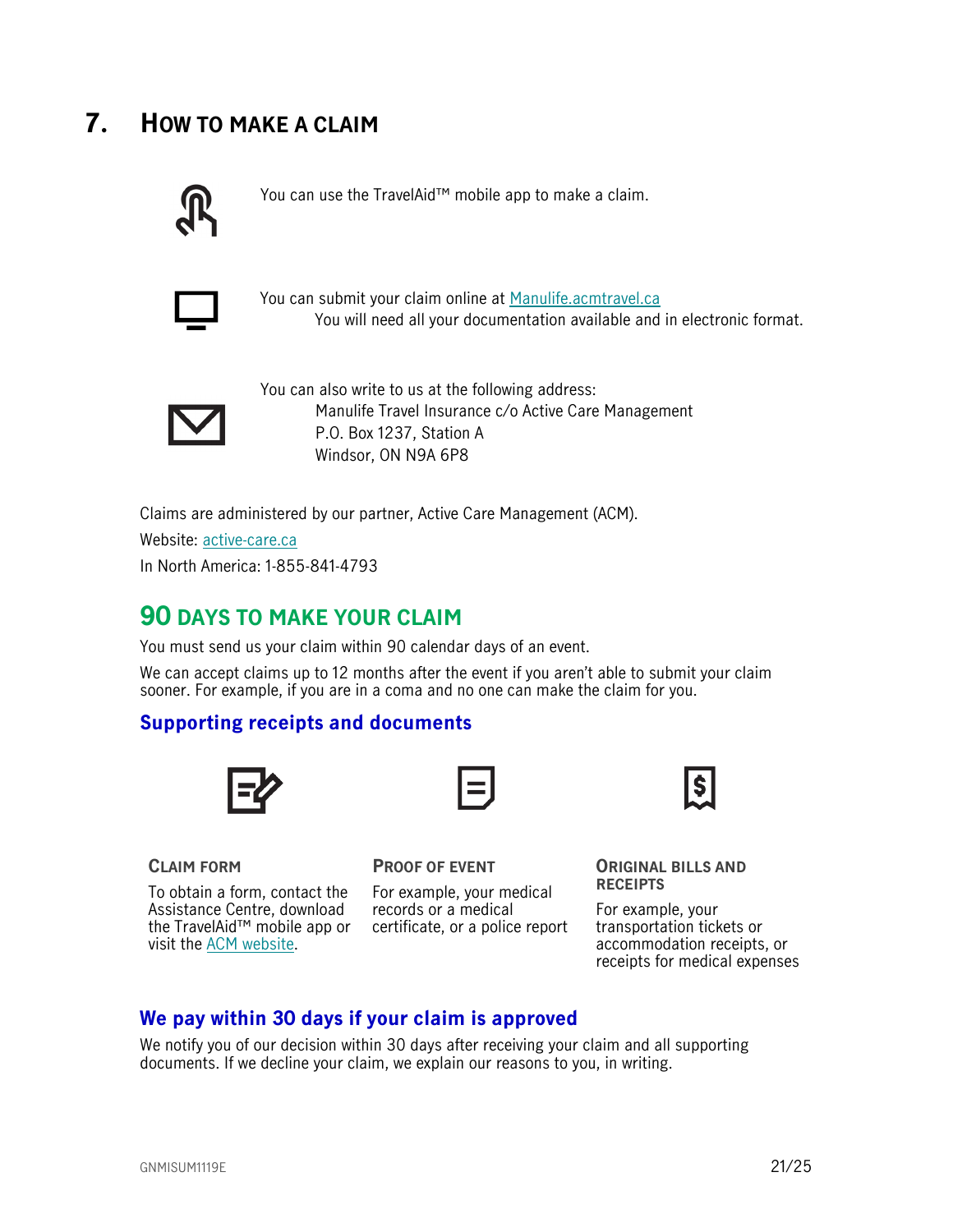# 7. How to make a claim

You can use the TravelAid™ mobile app to make a claim.

You can submit your claim online at [Manulife.acmtravel.ca](Manulife.acmtravel.ca)
You will need all your documentation available and in electronic format.

You can also write to us at the following address:
Manulife Travel Insurance c/o Active Care Management
P.O. Box 1237, Station A
Windsor, ON N9A 6P8

Claims are administered by our partner, Active Care Management (ACM).

Website: [active-care.ca](active-care.ca)

In North America: 1-855-841-4793

## 90 days to make your claim

You must send us your claim within 90 calendar days of an event.

We can accept claims up to 12 months after the event if you aren't able to submit your claim sooner. For example, if you are in a coma and no one can make the claim for you.

### Supporting receipts and documents

**Claim form**

To obtain a form, contact the Assistance Centre, download the TravelAid™ mobile app or visit the [ACM website](ACM website).

**Proof of event**

For example, your medical records or a medical certificate, or a police report

**Original bills and receipts**

For example, your transportation tickets or accommodation receipts, or receipts for medical expenses

### We pay within 30 days if your claim is approved

We notify you of our decision within 30 days after receiving your claim and all supporting documents. If we decline your claim, we explain our reasons to you, in writing.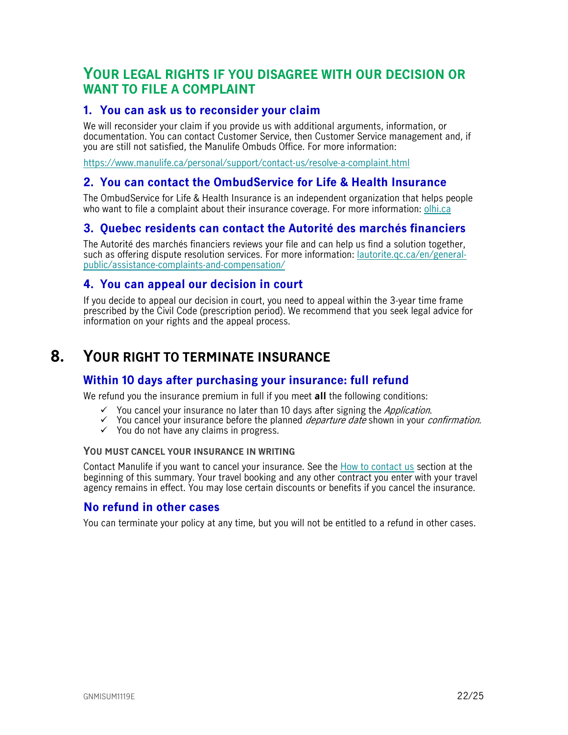## YOUR LEGAL RIGHTS IF YOU DISAGREE WITH OUR DECISION OR WANT TO FILE A COMPLAINT

### 1. You can ask us to reconsider your claim

We will reconsider your claim if you provide us with additional arguments, information, or documentation. You can contact Customer Service, then Customer Service management and, if you are still not satisfied, the Manulife Ombuds Office. For more information:

https://www.manulife.ca/personal/support/contact-us/resolve-a-complaint.html

### 2. You can contact the OmbudService for Life & Health Insurance

The OmbudService for Life & Health Insurance is an independent organization that helps people who want to file a complaint about their insurance coverage. For more information: olhi.ca

### 3. Quebec residents can contact the Autorité des marchés financiers

The Autorité des marchés financiers reviews your file and can help us find a solution together, such as offering dispute resolution services. For more information: lautorite.qc.ca/en/general-public/assistance-complaints-and-compensation/

### 4. You can appeal our decision in court

If you decide to appeal our decision in court, you need to appeal within the 3-year time frame prescribed by the Civil Code (prescription period). We recommend that you seek legal advice for information on your rights and the appeal process.

# 8. YOUR RIGHT TO TERMINATE INSURANCE

### Within 10 days after purchasing your insurance: full refund

We refund you the insurance premium in full if you meet **all** the following conditions:

- ✓ You cancel your insurance no later than 10 days after signing the *Application*.
- ✓ You cancel your insurance before the planned *departure date* shown in your *confirmation*.
- ✓ You do not have any claims in progress.

#### YOU MUST CANCEL YOUR INSURANCE IN WRITING

Contact Manulife if you want to cancel your insurance. See the How to contact us section at the beginning of this summary. Your travel booking and any other contract you enter with your travel agency remains in effect. You may lose certain discounts or benefits if you cancel the insurance.

### No refund in other cases

You can terminate your policy at any time, but you will not be entitled to a refund in other cases.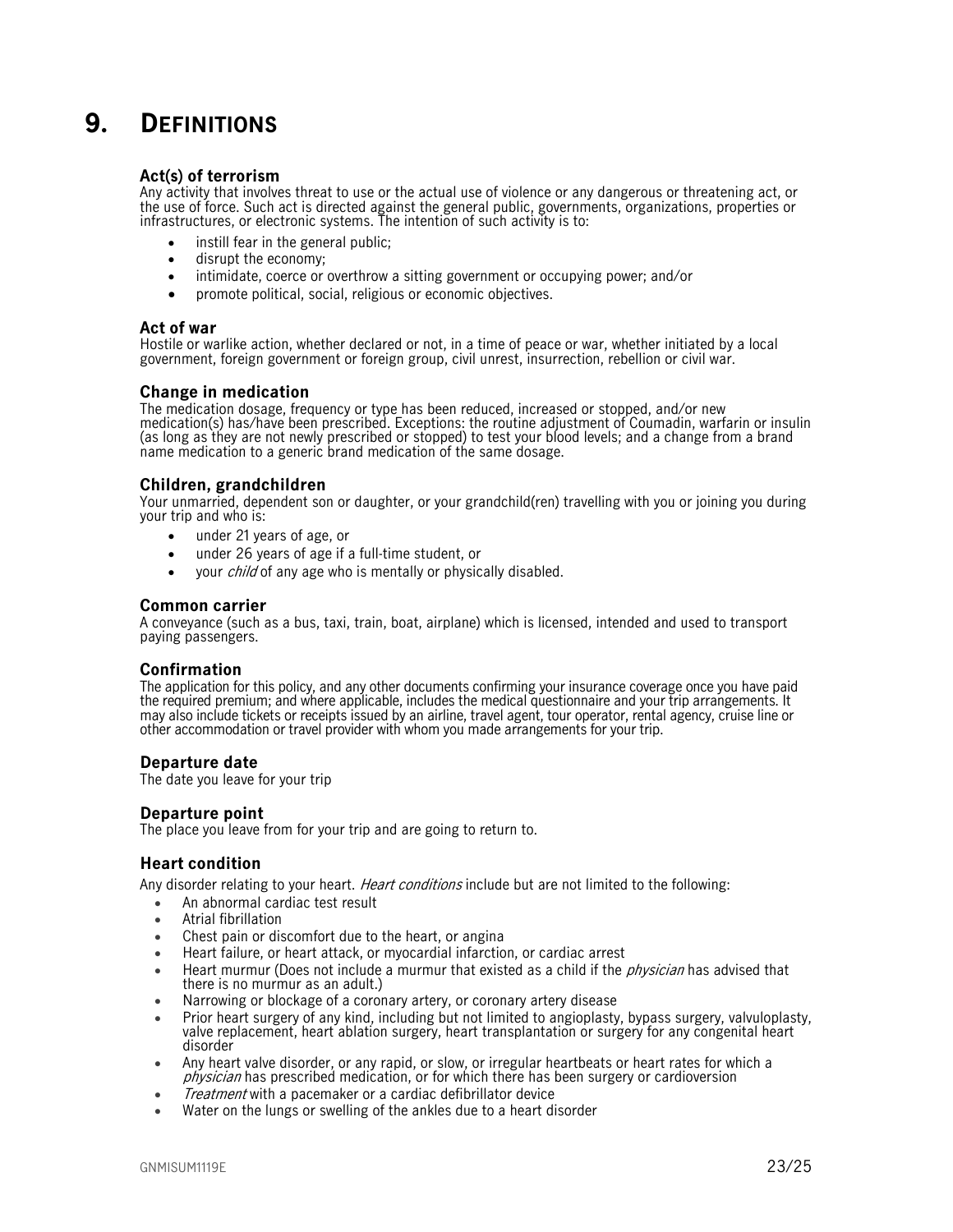# 9. DEFINITIONS

### Act(s) of terrorism

Any activity that involves threat to use or the actual use of violence or any dangerous or threatening act, or the use of force. Such act is directed against the general public, governments, organizations, properties or infrastructures, or electronic systems. The intention of such activity is to:

- instill fear in the general public;
- disrupt the economy;
- intimidate, coerce or overthrow a sitting government or occupying power; and/or
- promote political, social, religious or economic objectives.

### Act of war

Hostile or warlike action, whether declared or not, in a time of peace or war, whether initiated by a local government, foreign government or foreign group, civil unrest, insurrection, rebellion or civil war.

### Change in medication

The medication dosage, frequency or type has been reduced, increased or stopped, and/or new medication(s) has/have been prescribed. Exceptions: the routine adjustment of Coumadin, warfarin or insulin (as long as they are not newly prescribed or stopped) to test your blood levels; and a change from a brand name medication to a generic brand medication of the same dosage.

### Children, grandchildren

Your unmarried, dependent son or daughter, or your grandchild(ren) travelling with you or joining you during your trip and who is:

- under 21 years of age, or
- under 26 years of age if a full-time student, or
- your *child* of any age who is mentally or physically disabled.

### Common carrier

A conveyance (such as a bus, taxi, train, boat, airplane) which is licensed, intended and used to transport paying passengers.

### Confirmation

The application for this policy, and any other documents confirming your insurance coverage once you have paid the required premium; and where applicable, includes the medical questionnaire and your trip arrangements. It may also include tickets or receipts issued by an airline, travel agent, tour operator, rental agency, cruise line or other accommodation or travel provider with whom you made arrangements for your trip.

### Departure date

The date you leave for your trip

### Departure point

The place you leave from for your trip and are going to return to.

### Heart condition

Any disorder relating to your heart. *Heart conditions* include but are not limited to the following:

- An abnormal cardiac test result
- Atrial fibrillation
- Chest pain or discomfort due to the heart, or angina
- Heart failure, or heart attack, or myocardial infarction, or cardiac arrest
- Heart murmur (Does not include a murmur that existed as a child if the *physician* has advised that there is no murmur as an adult.)
- Narrowing or blockage of a coronary artery, or coronary artery disease
- Prior heart surgery of any kind, including but not limited to angioplasty, bypass surgery, valvuloplasty, valve replacement, heart ablation surgery, heart transplantation or surgery for any congenital heart disorder
- Any heart valve disorder, or any rapid, or slow, or irregular heartbeats or heart rates for which a *physician* has prescribed medication, or for which there has been surgery or cardioversion
- *Treatment* with a pacemaker or a cardiac defibrillator device
- Water on the lungs or swelling of the ankles due to a heart disorder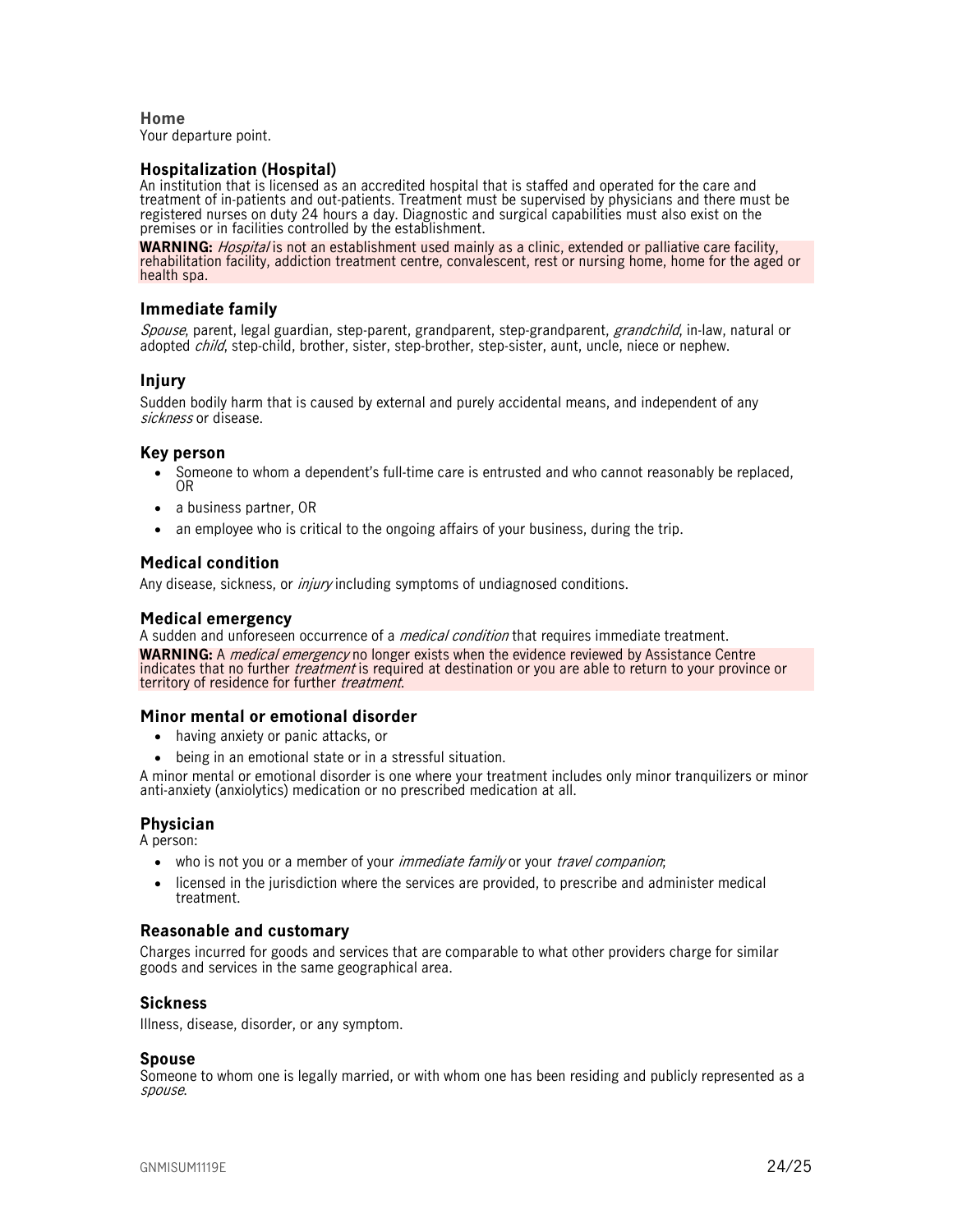### Home

Your departure point.

### Hospitalization (Hospital)

An institution that is licensed as an accredited hospital that is staffed and operated for the care and treatment of in-patients and out-patients. Treatment must be supervised by physicians and there must be registered nurses on duty 24 hours a day. Diagnostic and surgical capabilities must also exist on the premises or in facilities controlled by the establishment.

**WARNING:** *Hospital* is not an establishment used mainly as a clinic, extended or palliative care facility, rehabilitation facility, addiction treatment centre, convalescent, rest or nursing home, home for the aged or health spa.

### Immediate family

*Spouse*, parent, legal guardian, step-parent, grandparent, step-grandparent, *grandchild*, in-law, natural or adopted *child*, step-child, brother, sister, step-brother, step-sister, aunt, uncle, niece or nephew.

### Injury

Sudden bodily harm that is caused by external and purely accidental means, and independent of any *sickness* or disease.

### Key person

- Someone to whom a dependent's full-time care is entrusted and who cannot reasonably be replaced, OR
- a business partner, OR
- an employee who is critical to the ongoing affairs of your business, during the trip.

### Medical condition

Any disease, sickness, or *injury* including symptoms of undiagnosed conditions.

### Medical emergency

A sudden and unforeseen occurrence of a *medical condition* that requires immediate treatment.

**WARNING:** A *medical emergency* no longer exists when the evidence reviewed by Assistance Centre indicates that no further *treatment* is required at destination or you are able to return to your province or territory of residence for further *treatment*.

### Minor mental or emotional disorder

- having anxiety or panic attacks, or
- being in an emotional state or in a stressful situation.

A minor mental or emotional disorder is one where your treatment includes only minor tranquilizers or minor anti-anxiety (anxiolytics) medication or no prescribed medication at all.

### Physician

A person:

- who is not you or a member of your *immediate family* or your *travel companion*;
- licensed in the jurisdiction where the services are provided, to prescribe and administer medical treatment.

### Reasonable and customary

Charges incurred for goods and services that are comparable to what other providers charge for similar goods and services in the same geographical area.

### Sickness

Illness, disease, disorder, or any symptom.

### Spouse

Someone to whom one is legally married, or with whom one has been residing and publicly represented as a *spouse*.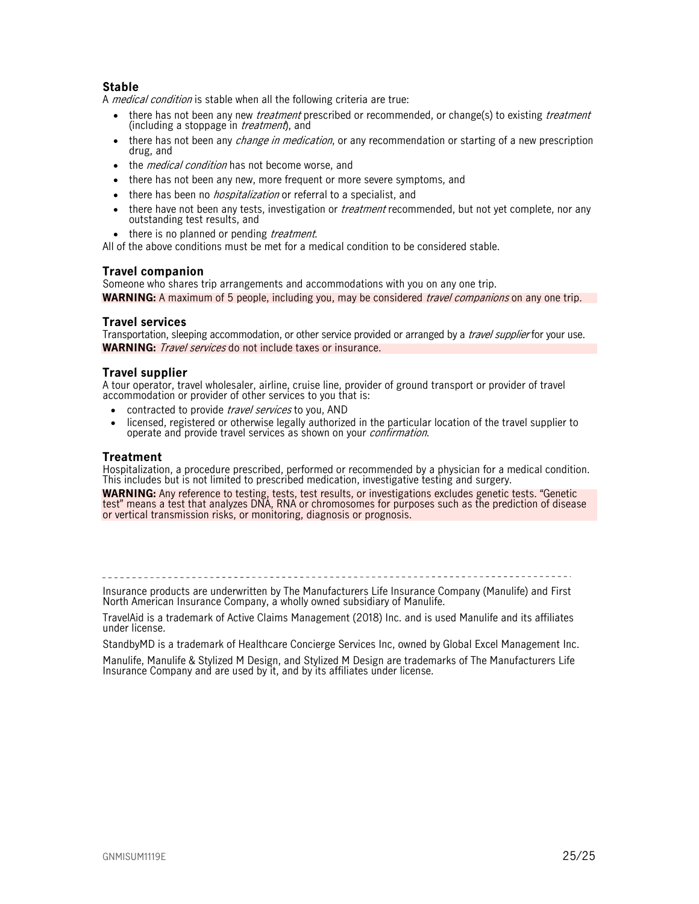### Stable

A *medical condition* is stable when all the following criteria are true:

- there has not been any new *treatment* prescribed or recommended, or change(s) to existing *treatment* (including a stoppage in *treatment*), and
- there has not been any *change in medication*, or any recommendation or starting of a new prescription drug, and
- the *medical condition* has not become worse, and
- there has not been any new, more frequent or more severe symptoms, and
- there has been no *hospitalization* or referral to a specialist, and
- there have not been any tests, investigation or *treatment* recommended, but not yet complete, nor any outstanding test results, and
- there is no planned or pending *treatment*.

All of the above conditions must be met for a medical condition to be considered stable.

### Travel companion

Someone who shares trip arrangements and accommodations with you on any one trip.

**WARNING:** A maximum of 5 people, including you, may be considered *travel companions* on any one trip.

### Travel services

Transportation, sleeping accommodation, or other service provided or arranged by a *travel supplier* for your use.

**WARNING:** *Travel services* do not include taxes or insurance.

### Travel supplier

A tour operator, travel wholesaler, airline, cruise line, provider of ground transport or provider of travel accommodation or provider of other services to you that is:

- contracted to provide *travel services* to you, AND
- licensed, registered or otherwise legally authorized in the particular location of the travel supplier to operate and provide travel services as shown on your *confirmation*.

### Treatment

Hospitalization, a procedure prescribed, performed or recommended by a physician for a medical condition. This includes but is not limited to prescribed medication, investigative testing and surgery.

**WARNING:** Any reference to testing, tests, test results, or investigations excludes genetic tests. "Genetic test" means a test that analyzes DNA, RNA or chromosomes for purposes such as the prediction of disease or vertical transmission risks, or monitoring, diagnosis or prognosis.

---

Insurance products are underwritten by The Manufacturers Life Insurance Company (Manulife) and First North American Insurance Company, a wholly owned subsidiary of Manulife.

TravelAid is a trademark of Active Claims Management (2018) Inc. and is used Manulife and its affiliates under license.

StandbyMD is a trademark of Healthcare Concierge Services Inc, owned by Global Excel Management Inc.

Manulife, Manulife & Stylized M Design, and Stylized M Design are trademarks of The Manufacturers Life Insurance Company and are used by it, and by its affiliates under license.

GNMISUM1119E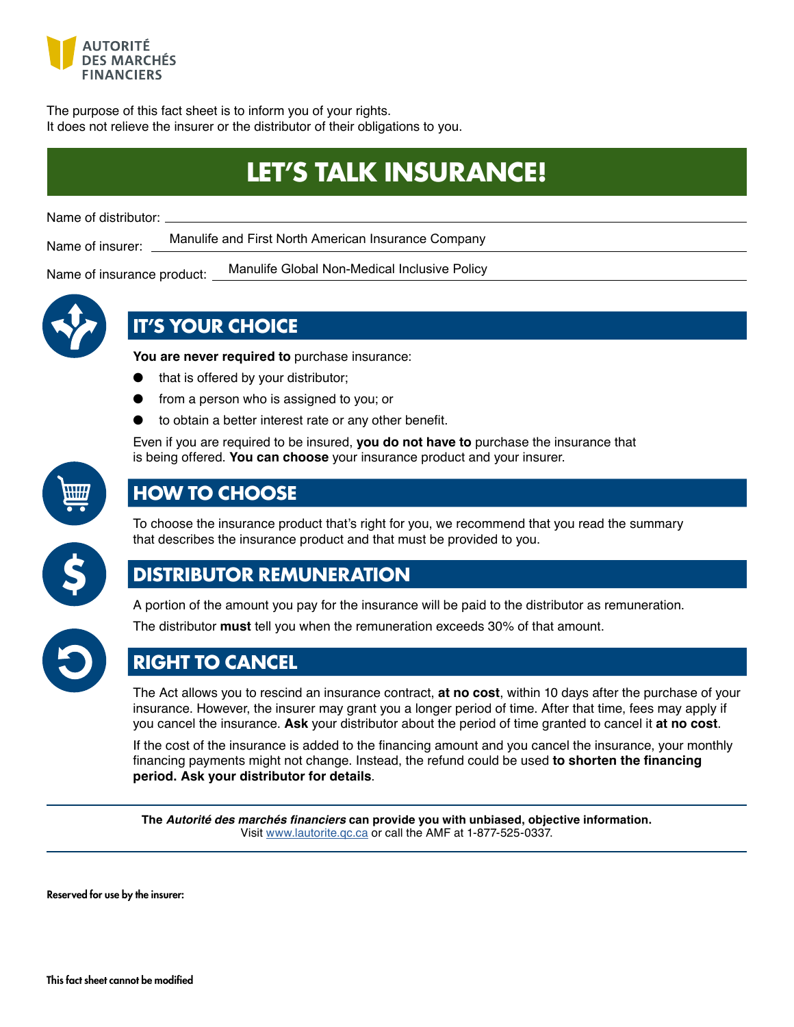AUTORITÉ DES MARCHÉS FINANCIERS

The purpose of this fact sheet is to inform you of your rights.
It does not relieve the insurer or the distributor of their obligations to you.

# LET'S TALK INSURANCE!

Name of distributor: ______________________

Name of insurer: Manulife and First North American Insurance Company

Name of insurance product: Manulife Global Non-Medical Inclusive Policy

## IT'S YOUR CHOICE

**You are never required to** purchase insurance:

- that is offered by your distributor;
- from a person who is assigned to you; or
- to obtain a better interest rate or any other benefit.

Even if you are required to be insured, **you do not have to** purchase the insurance that is being offered. **You can choose** your insurance product and your insurer.

## HOW TO CHOOSE

To choose the insurance product that's right for you, we recommend that you read the summary that describes the insurance product and that must be provided to you.

## DISTRIBUTOR REMUNERATION

A portion of the amount you pay for the insurance will be paid to the distributor as remuneration.

The distributor **must** tell you when the remuneration exceeds 30% of that amount.

## RIGHT TO CANCEL

The Act allows you to rescind an insurance contract, **at no cost**, within 10 days after the purchase of your insurance. However, the insurer may grant you a longer period of time. After that time, fees may apply if you cancel the insurance. **Ask** your distributor about the period of time granted to cancel it **at no cost**.

If the cost of the insurance is added to the financing amount and you cancel the insurance, your monthly financing payments might not change. Instead, the refund could be used **to shorten the financing period. Ask your distributor for details**.

---

**The *Autorité des marchés financiers* can provide you with unbiased, objective information.**
Visit www.lautorite.qc.ca or call the AMF at 1-877-525-0337.

---

**Reserved for use by the insurer:**

**This fact sheet cannot be modified**